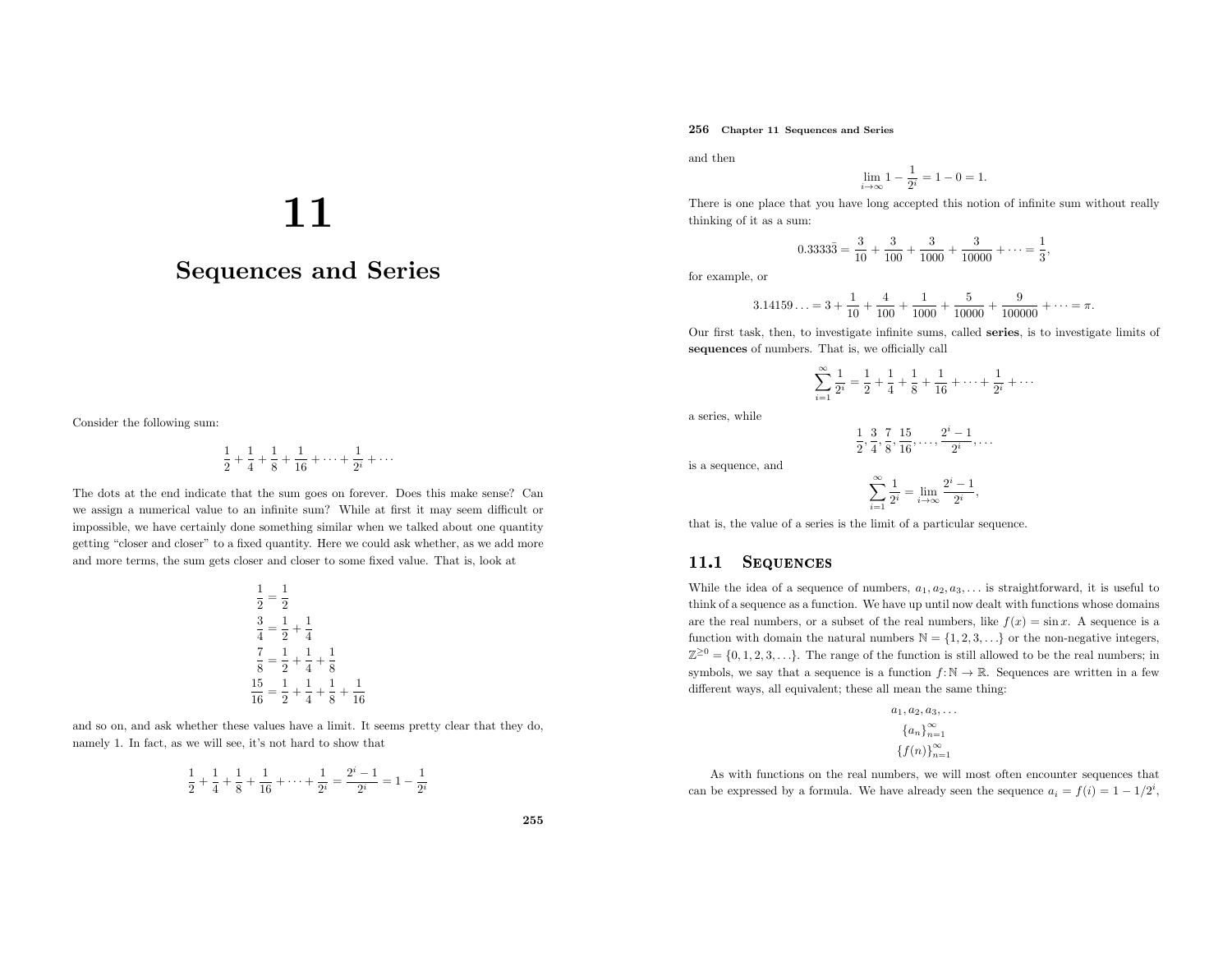# 11

# Sequences and Series

Consider the following sum:

$$\frac{1}{2} + \frac{1}{4} + \frac{1}{8} + \frac{1}{16} + \cdots + \frac{1}{2^i} + \cdots$$

The dots at the end indicate that the sum goes on forever. Does this make sense? Can we assign a numerical value to an infinite sum? While at first it may seem difficult or impossible, we have certainly done something similar when we talked about one quantity getting "closer and closer" to a fixed quantity. Here we could ask whether, as we add more and more terms, the sum gets closer and closer to some fixed value. That is, look at

$$\begin{aligned}
\frac{1}{2} &= \frac{1}{2} \\
\frac{3}{4} &= \frac{1}{2} + \frac{1}{4} \\
\frac{7}{8} &= \frac{1}{2} + \frac{1}{4} + \frac{1}{8} \\
\frac{15}{16} &= \frac{1}{2} + \frac{1}{4} + \frac{1}{8} + \frac{1}{16}
\end{aligned}$$

and so on, and ask whether these values have a limit. It seems pretty clear that they do, namely 1. In fact, as we will see, it's not hard to show that

$$\frac{1}{2} + \frac{1}{4} + \frac{1}{8} + \frac{1}{16} + \cdots + \frac{1}{2^i} = \frac{2^i - 1}{2^i} = 1 - \frac{1}{2^i}$$

and then

$$\lim_{i\to\infty} 1 - \frac{1}{2^i} = 1 - 0 = 1.$$

There is one place that you have long accepted this notion of infinite sum without really thinking of it as a sum:

$$0.3333\bar{3} = \frac{3}{10} + \frac{3}{100} + \frac{3}{1000} + \frac{3}{10000} + \cdots = \frac{1}{3},$$

for example, or

$$3.14159\ldots = 3 + \frac{1}{10} + \frac{4}{100} + \frac{1}{1000} + \frac{5}{10000} + \frac{9}{100000} + \cdots = \pi.$$

Our first task, then, to investigate infinite sums, called **series**, is to investigate limits of **sequences** of numbers. That is, we officially call

$$\sum_{i=1}^{\infty} \frac{1}{2^i} = \frac{1}{2} + \frac{1}{4} + \frac{1}{8} + \frac{1}{16} + \cdots + \frac{1}{2^i} + \cdots$$

a series, while

$$\frac{1}{2}, \frac{3}{4}, \frac{7}{8}, \frac{15}{16}, \ldots, \frac{2^i - 1}{2^i}, \ldots$$

is a sequence, and

$$\sum_{i=1}^{\infty} \frac{1}{2^i} = \lim_{i\to\infty} \frac{2^i - 1}{2^i},$$

that is, the value of a series is the limit of a particular sequence.

## 11.1 Sequences

While the idea of a sequence of numbers, $a_1, a_2, a_3, \ldots$ is straightforward, it is useful to think of a sequence as a function. We have up until now dealt with functions whose domains are the real numbers, or a subset of the real numbers, like $f(x) = \sin x$. A sequence is a function with domain the natural numbers $\mathbb{N} = \{1, 2, 3, \ldots\}$ or the non-negative integers, $\mathbb{Z}^{\geq 0} = \{0, 1, 2, 3, \ldots\}$. The range of the function is still allowed to be the real numbers; in symbols, we say that a sequence is a function $f\colon \mathbb{N} \to \mathbb{R}$. Sequences are written in a few different ways, all equivalent; these all mean the same thing:

$$a_1, a_2, a_3, \ldots$$
$$\{a_n\}_{n=1}^{\infty}$$
$$\{f(n)\}_{n=1}^{\infty}$$

As with functions on the real numbers, we will most often encounter sequences that can be expressed by a formula. We have already seen the sequence $a_i = f(i) = 1 - 1/2^i$,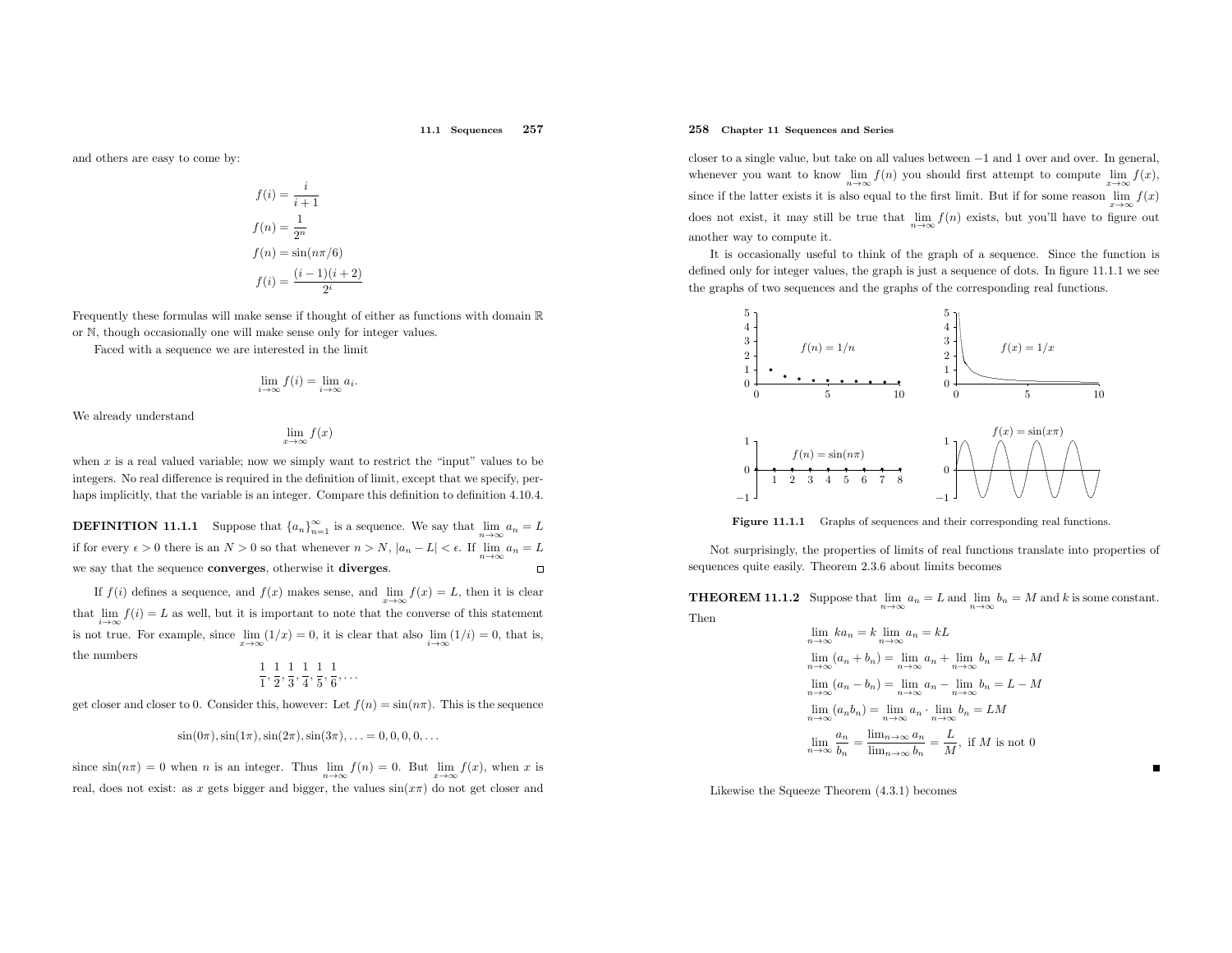and others are easy to come by:

$$f(i) = \frac{i}{i+1}$$

$$f(n) = \frac{1}{2^n}$$

$$f(n) = \sin(n\pi/6)$$

$$f(i) = \frac{(i-1)(i+2)}{2^i}$$

Frequently these formulas will make sense if thought of either as functions with domain $\mathbb{R}$ or $\mathbb{N}$, though occasionally one will make sense only for integer values.

Faced with a sequence we are interested in the limit

$$\lim_{i\to\infty} f(i) = \lim_{i\to\infty} a_i.$$

We already understand

$$\lim_{x\to\infty} f(x)$$

when $x$ is a real valued variable; now we simply want to restrict the "input" values to be integers. No real difference is required in the definition of limit, except that we specify, perhaps implicitly, that the variable is an integer. Compare this definition to definition 4.10.4.

**DEFINITION 11.1.1** Suppose that $\{a_n\}_{n=1}^{\infty}$ is a sequence. We say that $\lim_{n\to\infty} a_n = L$ if for every $\epsilon > 0$ there is an $N > 0$ so that whenever $n > N$, $|a_n - L| < \epsilon$. If $\lim_{n\to\infty} a_n = L$ we say that the sequence **converges**, otherwise it **diverges**. □

If $f(i)$ defines a sequence, and $f(x)$ makes sense, and $\lim_{x\to\infty} f(x) = L$, then it is clear that $\lim_{i\to\infty} f(i) = L$ as well, but it is important to note that the converse of this statement is not true. For example, since $\lim_{x\to\infty}(1/x) = 0$, it is clear that also $\lim_{i\to\infty}(1/i) = 0$, that is, the numbers

$$\frac{1}{1}, \frac{1}{2}, \frac{1}{3}, \frac{1}{4}, \frac{1}{5}, \frac{1}{6}, \ldots$$

get closer and closer to 0. Consider this, however: Let $f(n) = \sin(n\pi)$. This is the sequence

$$\sin(0\pi), \sin(1\pi), \sin(2\pi), \sin(3\pi), \ldots = 0, 0, 0, 0, \ldots$$

since $\sin(n\pi) = 0$ when $n$ is an integer. Thus $\lim_{n\to\infty} f(n) = 0$. But $\lim_{x\to\infty} f(x)$, when $x$ is real, does not exist: as $x$ gets bigger and bigger, the values $\sin(x\pi)$ do not get closer and closer to a single value, but take on all values between $-1$ and 1 over and over. In general, whenever you want to know $\lim_{n\to\infty} f(n)$ you should first attempt to compute $\lim_{x\to\infty} f(x)$, since if the latter exists it is also equal to the first limit. But if for some reason $\lim_{x\to\infty} f(x)$ does not exist, it may still be true that $\lim_{n\to\infty} f(n)$ exists, but you'll have to figure out another way to compute it.

It is occasionally useful to think of the graph of a sequence. Since the function is defined only for integer values, the graph is just a sequence of dots. In figure 11.1.1 we see the graphs of two sequences and the graphs of the corresponding real functions.

**Figure 11.1.1** Graphs of sequences and their corresponding real functions.

Not surprisingly, the properties of limits of real functions translate into properties of sequences quite easily. Theorem 2.3.6 about limits becomes

**THEOREM 11.1.2** Suppose that $\lim_{n\to\infty} a_n = L$ and $\lim_{n\to\infty} b_n = M$ and $k$ is some constant. Then

$$\lim_{n\to\infty} ka_n = k\lim_{n\to\infty} a_n = kL$$

$$\lim_{n\to\infty}(a_n + b_n) = \lim_{n\to\infty} a_n + \lim_{n\to\infty} b_n = L + M$$

$$\lim_{n\to\infty}(a_n - b_n) = \lim_{n\to\infty} a_n - \lim_{n\to\infty} b_n = L - M$$

$$\lim_{n\to\infty}(a_n b_n) = \lim_{n\to\infty} a_n \cdot \lim_{n\to\infty} b_n = LM$$

$$\lim_{n\to\infty} \frac{a_n}{b_n} = \frac{\lim_{n\to\infty} a_n}{\lim_{n\to\infty} b_n} = \frac{L}{M}, \text{ if } M \text{ is not } 0$$

■

Likewise the Squeeze Theorem (4.3.1) becomes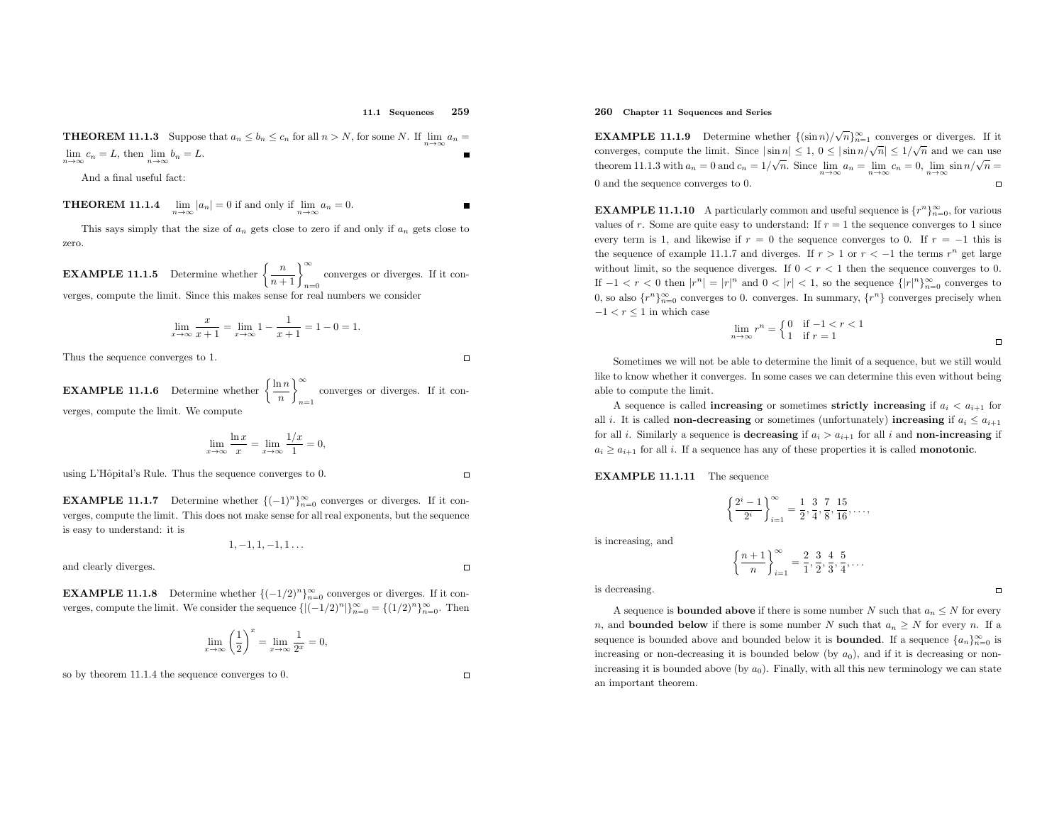**THEOREM 11.1.3** Suppose that $a_n \le b_n \le c_n$ for all $n > N$, for some $N$. If $\lim_{n\to\infty} a_n = \lim_{n\to\infty} c_n = L$, then $\lim_{n\to\infty} b_n = L$. ∎

And a final useful fact:

**THEOREM 11.1.4** $\lim_{n\to\infty} |a_n| = 0$ if and only if $\lim_{n\to\infty} a_n = 0$. ∎

This says simply that the size of $a_n$ gets close to zero if and only if $a_n$ gets close to zero.

**EXAMPLE 11.1.5** Determine whether $\left\{\dfrac{n}{n+1}\right\}_{n=0}^{\infty}$ converges or diverges. If it converges, compute the limit. Since this makes sense for real numbers we consider

$$\lim_{x\to\infty} \frac{x}{x+1} = \lim_{x\to\infty} 1 - \frac{1}{x+1} = 1 - 0 = 1.$$

Thus the sequence converges to 1. □

**EXAMPLE 11.1.6** Determine whether $\left\{\dfrac{\ln n}{n}\right\}_{n=1}^{\infty}$ converges or diverges. If it converges, compute the limit. We compute

$$\lim_{x\to\infty} \frac{\ln x}{x} = \lim_{x\to\infty} \frac{1/x}{1} = 0,$$

using L'Hôpital's Rule. Thus the sequence converges to 0. □

**EXAMPLE 11.1.7** Determine whether $\{(-1)^n\}_{n=0}^{\infty}$ converges or diverges. If it converges, compute the limit. This does not make sense for all real exponents, but the sequence is easy to understand: it is

$$1, -1, 1, -1, 1\ldots$$

and clearly diverges. □

**EXAMPLE 11.1.8** Determine whether $\{(-1/2)^n\}_{n=0}^{\infty}$ converges or diverges. If it converges, compute the limit. We consider the sequence $\{|(-1/2)^n|\}_{n=0}^{\infty} = \{(1/2)^n\}_{n=0}^{\infty}$. Then

$$\lim_{x\to\infty} \left(\frac{1}{2}\right)^x = \lim_{x\to\infty} \frac{1}{2^x} = 0,$$

so by theorem 11.1.4 the sequence converges to 0. □

**EXAMPLE 11.1.9** Determine whether $\{(\sin n)/\sqrt{n}\}_{n=1}^{\infty}$ converges or diverges. If it converges, compute the limit. Since $|\sin n| \le 1$, $0 \le |\sin n/\sqrt{n}| \le 1/\sqrt{n}$ and we can use theorem 11.1.3 with $a_n = 0$ and $c_n = 1/\sqrt{n}$. Since $\lim_{n\to\infty} a_n = \lim_{n\to\infty} c_n = 0$, $\lim_{n\to\infty} \sin n/\sqrt{n} = 0$ and the sequence converges to 0. □

**EXAMPLE 11.1.10** A particularly common and useful sequence is $\{r^n\}_{n=0}^{\infty}$, for various values of $r$. Some are quite easy to understand: If $r = 1$ the sequence converges to 1 since every term is 1, and likewise if $r = 0$ the sequence converges to 0. If $r = -1$ this is the sequence of example 11.1.7 and diverges. If $r > 1$ or $r < -1$ the terms $r^n$ get large without limit, so the sequence diverges. If $0 < r < 1$ then the sequence converges to 0. If $-1 < r < 0$ then $|r^n| = |r|^n$ and $0 < |r| < 1$, so the sequence $\{|r|^n\}_{n=0}^{\infty}$ converges to 0, so also $\{r^n\}_{n=0}^{\infty}$ converges to 0. converges. In summary, $\{r^n\}$ converges precisely when $-1 < r \le 1$ in which case

$$\lim_{n\to\infty} r^n = \begin{cases} 0 & \text{if } -1 < r < 1 \\ 1 & \text{if } r = 1 \end{cases}$$

□

Sometimes we will not be able to determine the limit of a sequence, but we still would like to know whether it converges. In some cases we can determine this even without being able to compute the limit.

A sequence is called **increasing** or sometimes **strictly increasing** if $a_i < a_{i+1}$ for all $i$. It is called **non-decreasing** or sometimes (unfortunately) **increasing** if $a_i \le a_{i+1}$ for all $i$. Similarly a sequence is **decreasing** if $a_i > a_{i+1}$ for all $i$ and **non-increasing** if $a_i \ge a_{i+1}$ for all $i$. If a sequence has any of these properties it is called **monotonic**.

**EXAMPLE 11.1.11** The sequence

$$\left\{\frac{2^i - 1}{2^i}\right\}_{i=1}^{\infty} = \frac{1}{2}, \frac{3}{4}, \frac{7}{8}, \frac{15}{16}, \ldots,$$

is increasing, and

$$\left\{\frac{n+1}{n}\right\}_{i=1}^{\infty} = \frac{2}{1}, \frac{3}{2}, \frac{4}{3}, \frac{5}{4}, \ldots$$

is decreasing. □

A sequence is **bounded above** if there is some number $N$ such that $a_n \le N$ for every $n$, and **bounded below** if there is some number $N$ such that $a_n \ge N$ for every $n$. If a sequence is bounded above and bounded below it is **bounded**. If a sequence $\{a_n\}_{n=0}^{\infty}$ is increasing or non-decreasing it is bounded below (by $a_0$), and if it is decreasing or non-increasing it is bounded above (by $a_0$). Finally, with all this new terminology we can state an important theorem.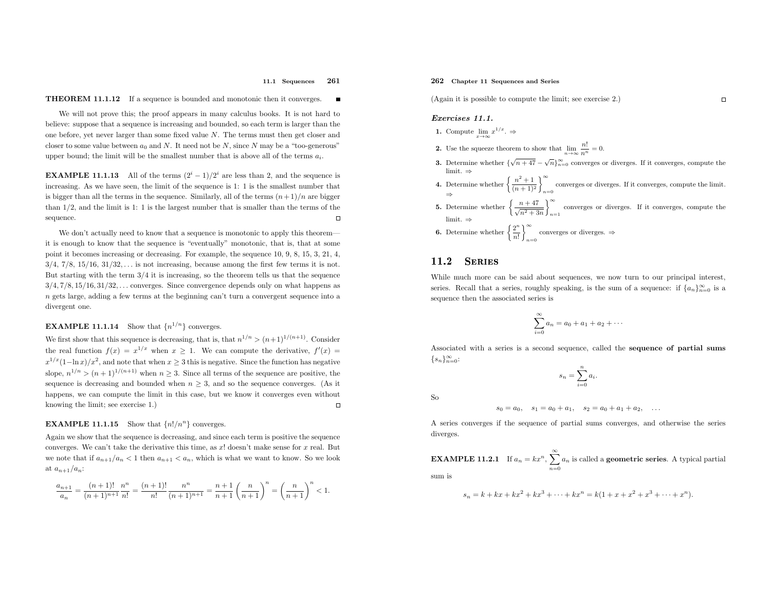**THEOREM 11.1.12** If a sequence is bounded and monotonic then it converges. ■

We will not prove this; the proof appears in many calculus books. It is not hard to believe: suppose that a sequence is increasing and bounded, so each term is larger than the one before, yet never larger than some fixed value $N$. The terms must then get closer and closer to some value between $a_0$ and $N$. It need not be $N$, since $N$ may be a "too-generous" upper bound; the limit will be the smallest number that is above all of the terms $a_i$.

**EXAMPLE 11.1.13** All of the terms $(2^i - 1)/2^i$ are less than 2, and the sequence is increasing. As we have seen, the limit of the sequence is 1: 1 is the smallest number that is bigger than all the terms in the sequence. Similarly, all of the terms $(n+1)/n$ are bigger than $1/2$, and the limit is 1: 1 is the largest number that is smaller than the terms of the sequence. □

We don't actually need to know that a sequence is monotonic to apply this theorem—it is enough to know that the sequence is "eventually" monotonic, that is, that at some point it becomes increasing or decreasing. For example, the sequence 10, 9, 8, 15, 3, 21, 4, $3/4$, $7/8$, $15/16$, $31/32, \ldots$ is not increasing, because among the first few terms it is not. But starting with the term $3/4$ it is increasing, so the theorem tells us that the sequence $3/4, 7/8, 15/16, 31/32, \ldots$ converges. Since convergence depends only on what happens as $n$ gets large, adding a few terms at the beginning can't turn a convergent sequence into a divergent one.

**EXAMPLE 11.1.14** Show that $\{n^{1/n}\}$ converges.

We first show that this sequence is decreasing, that is, that $n^{1/n} > (n+1)^{1/(n+1)}$. Consider the real function $f(x) = x^{1/x}$ when $x \geq 1$. We can compute the derivative, $f'(x) = x^{1/x}(1 - \ln x)/x^2$, and note that when $x \geq 3$ this is negative. Since the function has negative slope, $n^{1/n} > (n+1)^{1/(n+1)}$ when $n \geq 3$. Since all terms of the sequence are positive, the sequence is decreasing and bounded when $n \geq 3$, and so the sequence converges. (As it happens, we can compute the limit in this case, but we know it converges even without knowing the limit; see exercise 1.) □

**EXAMPLE 11.1.15** Show that $\{n!/n^n\}$ converges.

Again we show that the sequence is decreasing, and since each term is positive the sequence converges. We can't take the derivative this time, as $x!$ doesn't make sense for $x$ real. But we note that if $a_{n+1}/a_n < 1$ then $a_{n+1} < a_n$, which is what we want to know. So we look at $a_{n+1}/a_n$:

$$\frac{a_{n+1}}{a_n} = \frac{(n+1)!}{(n+1)^{n+1}} \frac{n^n}{n!} = \frac{(n+1)!}{n!} \frac{n^n}{(n+1)^{n+1}} = \frac{n+1}{n+1} \left(\frac{n}{n+1}\right)^n = \left(\frac{n}{n+1}\right)^n < 1.$$

(Again it is possible to compute the limit; see exercise 2.) □

***Exercises 11.1.***

**1.** Compute $\lim_{x\to\infty} x^{1/x}$. ⇒

**2.** Use the squeeze theorem to show that $\lim_{n\to\infty} \frac{n!}{n^n} = 0$.

**3.** Determine whether $\{\sqrt{n+47} - \sqrt{n}\}_{n=0}^{\infty}$ converges or diverges. If it converges, compute the limit. ⇒

**4.** Determine whether $\left\{\frac{n^2+1}{(n+1)^2}\right\}_{n=0}^{\infty}$ converges or diverges. If it converges, compute the limit. ⇒

**5.** Determine whether $\left\{\frac{n+47}{\sqrt{n^2+3n}}\right\}_{n=1}^{\infty}$ converges or diverges. If it converges, compute the limit. ⇒

**6.** Determine whether $\left\{\frac{2^n}{n!}\right\}_{n=0}^{\infty}$ converges or diverges. ⇒

## 11.2 Series

While much more can be said about sequences, we now turn to our principal interest, series. Recall that a series, roughly speaking, is the sum of a sequence: if $\{a_n\}_{n=0}^{\infty}$ is a sequence then the associated series is

$$\sum_{i=0}^{\infty} a_n = a_0 + a_1 + a_2 + \cdots$$

Associated with a series is a second sequence, called the **sequence of partial sums** $\{s_n\}_{n=0}^{\infty}$:

$$s_n = \sum_{i=0}^{n} a_i.$$

So

$$s_0 = a_0, \quad s_1 = a_0 + a_1, \quad s_2 = a_0 + a_1 + a_2, \quad \ldots$$

A series converges if the sequence of partial sums converges, and otherwise the series diverges.

**EXAMPLE 11.2.1** If $a_n = kx^n$, $\sum_{n=0}^{\infty} a_n$ is called a **geometric series**. A typical partial sum is

$$s_n = k + kx + kx^2 + kx^3 + \cdots + kx^n = k(1 + x + x^2 + x^3 + \cdots + x^n).$$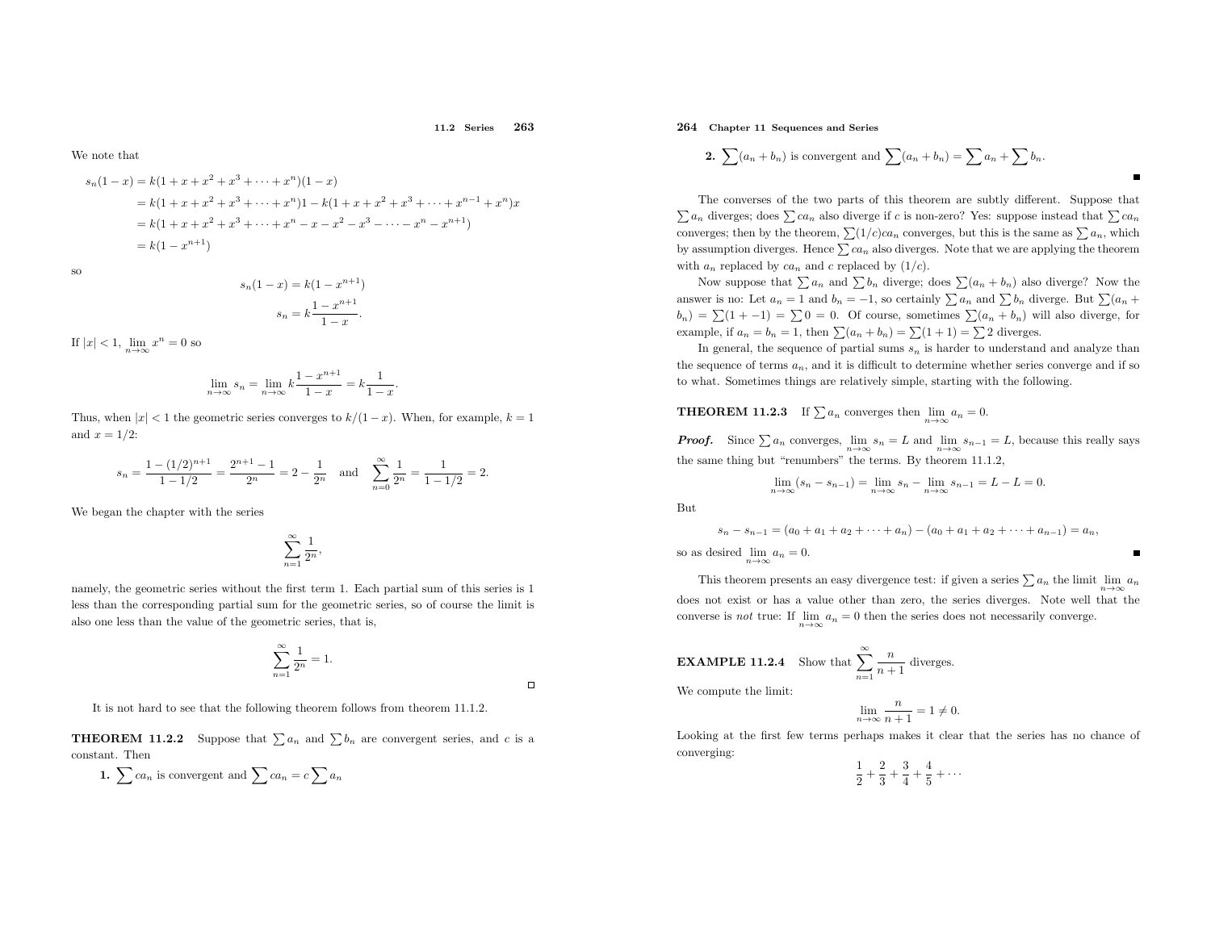We note that

$$
\begin{aligned}
s_n(1-x) &= k(1+x+x^2+x^3+\cdots+x^n)(1-x) \\
&= k(1+x+x^2+x^3+\cdots+x^n)1 - k(1+x+x^2+x^3+\cdots+x^{n-1}+x^n)x \\
&= k(1+x+x^2+x^3+\cdots+x^n - x - x^2 - x^3 - \cdots - x^n - x^{n+1}) \\
&= k(1-x^{n+1})
\end{aligned}
$$

so

$$
\begin{aligned}
s_n(1-x) &= k(1-x^{n+1}) \\
s_n &= k\frac{1-x^{n+1}}{1-x}.
\end{aligned}
$$

If $|x| < 1$, $\lim_{n\to\infty} x^n = 0$ so

$$
\lim_{n\to\infty} s_n = \lim_{n\to\infty} k\frac{1-x^{n+1}}{1-x} = k\frac{1}{1-x}.
$$

Thus, when $|x| < 1$ the geometric series converges to $k/(1-x)$. When, for example, $k = 1$ and $x = 1/2$:

$$
s_n = \frac{1-(1/2)^{n+1}}{1-1/2} = \frac{2^{n+1}-1}{2^n} = 2 - \frac{1}{2^n} \quad \text{and} \quad \sum_{n=0}^{\infty} \frac{1}{2^n} = \frac{1}{1-1/2} = 2.
$$

We began the chapter with the series

$$
\sum_{n=1}^{\infty} \frac{1}{2^n},
$$

namely, the geometric series without the first term 1. Each partial sum of this series is 1 less than the corresponding partial sum for the geometric series, so of course the limit is also one less than the value of the geometric series, that is,

$$
\sum_{n=1}^{\infty} \frac{1}{2^n} = 1.
$$

□

It is not hard to see that the following theorem follows from theorem 11.1.2.

**THEOREM 11.2.2** Suppose that $\sum a_n$ and $\sum b_n$ are convergent series, and $c$ is a constant. Then

1. $\sum ca_n$ is convergent and $\sum ca_n = c\sum a_n$
2. $\sum(a_n + b_n)$ is convergent and $\sum(a_n + b_n) = \sum a_n + \sum b_n$.

■

The converses of the two parts of this theorem are subtly different. Suppose that $\sum a_n$ diverges; does $\sum ca_n$ also diverge if $c$ is non-zero? Yes: suppose instead that $\sum ca_n$ converges; then by the theorem, $\sum(1/c)ca_n$ converges, but this is the same as $\sum a_n$, which by assumption diverges. Hence $\sum ca_n$ also diverges. Note that we are applying the theorem with $a_n$ replaced by $ca_n$ and $c$ replaced by $(1/c)$.

Now suppose that $\sum a_n$ and $\sum b_n$ diverge; does $\sum(a_n + b_n)$ also diverge? Now the answer is no: Let $a_n = 1$ and $b_n = -1$, so certainly $\sum a_n$ and $\sum b_n$ diverge. But $\sum(a_n + b_n) = \sum(1 + -1) = \sum 0 = 0$. Of course, sometimes $\sum(a_n + b_n)$ will also diverge, for example, if $a_n = b_n = 1$, then $\sum(a_n + b_n) = \sum(1 + 1) = \sum 2$ diverges.

In general, the sequence of partial sums $s_n$ is harder to understand and analyze than the sequence of terms $a_n$, and it is difficult to determine whether series converge and if so to what. Sometimes things are relatively simple, starting with the following.

**THEOREM 11.2.3** If $\sum a_n$ converges then $\lim_{n\to\infty} a_n = 0$.

***Proof.*** Since $\sum a_n$ converges, $\lim_{n\to\infty} s_n = L$ and $\lim_{n\to\infty} s_{n-1} = L$, because this really says the same thing but "renumbers" the terms. By theorem 11.1.2,

$$
\lim_{n\to\infty}(s_n - s_{n-1}) = \lim_{n\to\infty} s_n - \lim_{n\to\infty} s_{n-1} = L - L = 0.
$$

But

$$
s_n - s_{n-1} = (a_0 + a_1 + a_2 + \cdots + a_n) - (a_0 + a_1 + a_2 + \cdots + a_{n-1}) = a_n,
$$

so as desired $\lim_{n\to\infty} a_n = 0$.

■

This theorem presents an easy divergence test: if given a series $\sum a_n$ the limit $\lim_{n\to\infty} a_n$ does not exist or has a value other than zero, the series diverges. Note well that the converse is *not* true: If $\lim_{n\to\infty} a_n = 0$ then the series does not necessarily converge.

**EXAMPLE 11.2.4** Show that $\displaystyle\sum_{n=1}^{\infty} \frac{n}{n+1}$ diverges.

We compute the limit:

$$
\lim_{n\to\infty} \frac{n}{n+1} = 1 \neq 0.
$$

Looking at the first few terms perhaps makes it clear that the series has no chance of converging:

$$
\frac{1}{2} + \frac{2}{3} + \frac{3}{4} + \frac{4}{5} + \cdots
$$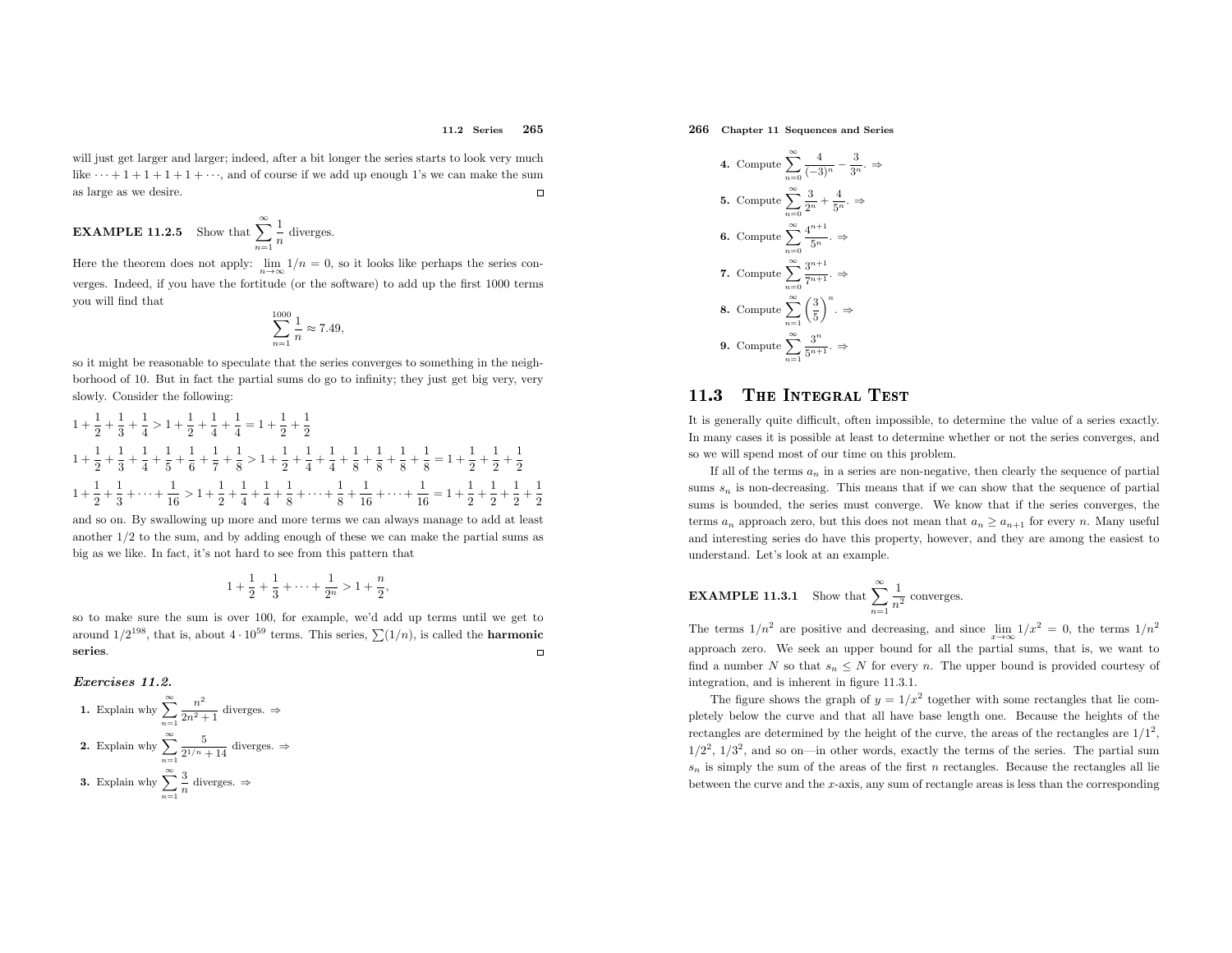will just get larger and larger; indeed, after a bit longer the series starts to look very much like $\cdots + 1 + 1 + 1 + 1 + \cdots$, and of course if we add up enough 1's we can make the sum as large as we desire. □

**EXAMPLE 11.2.5** Show that $\displaystyle\sum_{n=1}^{\infty} \frac{1}{n}$ diverges.

Here the theorem does not apply: $\lim_{n\to\infty} 1/n = 0$, so it looks like perhaps the series converges. Indeed, if you have the fortitude (or the software) to add up the first 1000 terms you will find that

$$\sum_{n=1}^{1000} \frac{1}{n} \approx 7.49,$$

so it might be reasonable to speculate that the series converges to something in the neighborhood of 10. But in fact the partial sums do go to infinity; they just get big very, very slowly. Consider the following:

$$1 + \frac{1}{2} + \frac{1}{3} + \frac{1}{4} > 1 + \frac{1}{2} + \frac{1}{4} + \frac{1}{4} = 1 + \frac{1}{2} + \frac{1}{2}$$

$$1 + \frac{1}{2} + \frac{1}{3} + \frac{1}{4} + \frac{1}{5} + \frac{1}{6} + \frac{1}{7} + \frac{1}{8} > 1 + \frac{1}{2} + \frac{1}{4} + \frac{1}{4} + \frac{1}{8} + \frac{1}{8} + \frac{1}{8} + \frac{1}{8} = 1 + \frac{1}{2} + \frac{1}{2} + \frac{1}{2}$$

$$1 + \frac{1}{2} + \frac{1}{3} + \cdots + \frac{1}{16} > 1 + \frac{1}{2} + \frac{1}{4} + \frac{1}{4} + \frac{1}{8} + \cdots + \frac{1}{8} + \frac{1}{16} + \cdots + \frac{1}{16} = 1 + \frac{1}{2} + \frac{1}{2} + \frac{1}{2} + \frac{1}{2}$$

and so on. By swallowing up more and more terms we can always manage to add at least another $1/2$ to the sum, and by adding enough of these we can make the partial sums as big as we like. In fact, it's not hard to see from this pattern that

$$1 + \frac{1}{2} + \frac{1}{3} + \cdots + \frac{1}{2^n} > 1 + \frac{n}{2},$$

so to make sure the sum is over 100, for example, we'd add up terms until we get to around $1/2^{198}$, that is, about $4 \cdot 10^{59}$ terms. This series, $\sum(1/n)$, is called the **harmonic series**. □

### *Exercises 11.2.*

**1.** Explain why $\displaystyle\sum_{n=1}^{\infty} \frac{n^2}{2n^2+1}$ diverges. ⇒

**2.** Explain why $\displaystyle\sum_{n=1}^{\infty} \frac{5}{2^{1/n}+14}$ diverges. ⇒

**3.** Explain why $\displaystyle\sum_{n=1}^{\infty} \frac{3}{n}$ diverges. ⇒

**4.** Compute $\displaystyle\sum_{n=0}^{\infty} \frac{4}{(-3)^n} - \frac{3}{3^n}$. ⇒

**5.** Compute $\displaystyle\sum_{n=0}^{\infty} \frac{3}{2^n} + \frac{4}{5^n}$. ⇒

**6.** Compute $\displaystyle\sum_{n=0}^{\infty} \frac{4^{n+1}}{5^n}$. ⇒

**7.** Compute $\displaystyle\sum_{n=0}^{\infty} \frac{3^{n+1}}{7^{n+1}}$. ⇒

**8.** Compute $\displaystyle\sum_{n=1}^{\infty} \left(\frac{3}{5}\right)^n$. ⇒

**9.** Compute $\displaystyle\sum_{n=1}^{\infty} \frac{3^n}{5^{n+1}}$. ⇒

## 11.3 The Integral Test

It is generally quite difficult, often impossible, to determine the value of a series exactly. In many cases it is possible at least to determine whether or not the series converges, and so we will spend most of our time on this problem.

If all of the terms $a_n$ in a series are non-negative, then clearly the sequence of partial sums $s_n$ is non-decreasing. This means that if we can show that the sequence of partial sums is bounded, the series must converge. We know that if the series converges, the terms $a_n$ approach zero, but this does not mean that $a_n \ge a_{n+1}$ for every $n$. Many useful and interesting series do have this property, however, and they are among the easiest to understand. Let's look at an example.

**EXAMPLE 11.3.1** Show that $\displaystyle\sum_{n=1}^{\infty} \frac{1}{n^2}$ converges.

The terms $1/n^2$ are positive and decreasing, and since $\lim_{x\to\infty} 1/x^2 = 0$, the terms $1/n^2$ approach zero. We seek an upper bound for all the partial sums, that is, we want to find a number $N$ so that $s_n \le N$ for every $n$. The upper bound is provided courtesy of integration, and is inherent in figure 11.3.1.

The figure shows the graph of $y = 1/x^2$ together with some rectangles that lie completely below the curve and that all have base length one. Because the heights of the rectangles are determined by the height of the curve, the areas of the rectangles are $1/1^2$, $1/2^2$, $1/3^2$, and so on—in other words, exactly the terms of the series. The partial sum $s_n$ is simply the sum of the areas of the first $n$ rectangles. Because the rectangles all lie between the curve and the $x$-axis, any sum of rectangle areas is less than the corresponding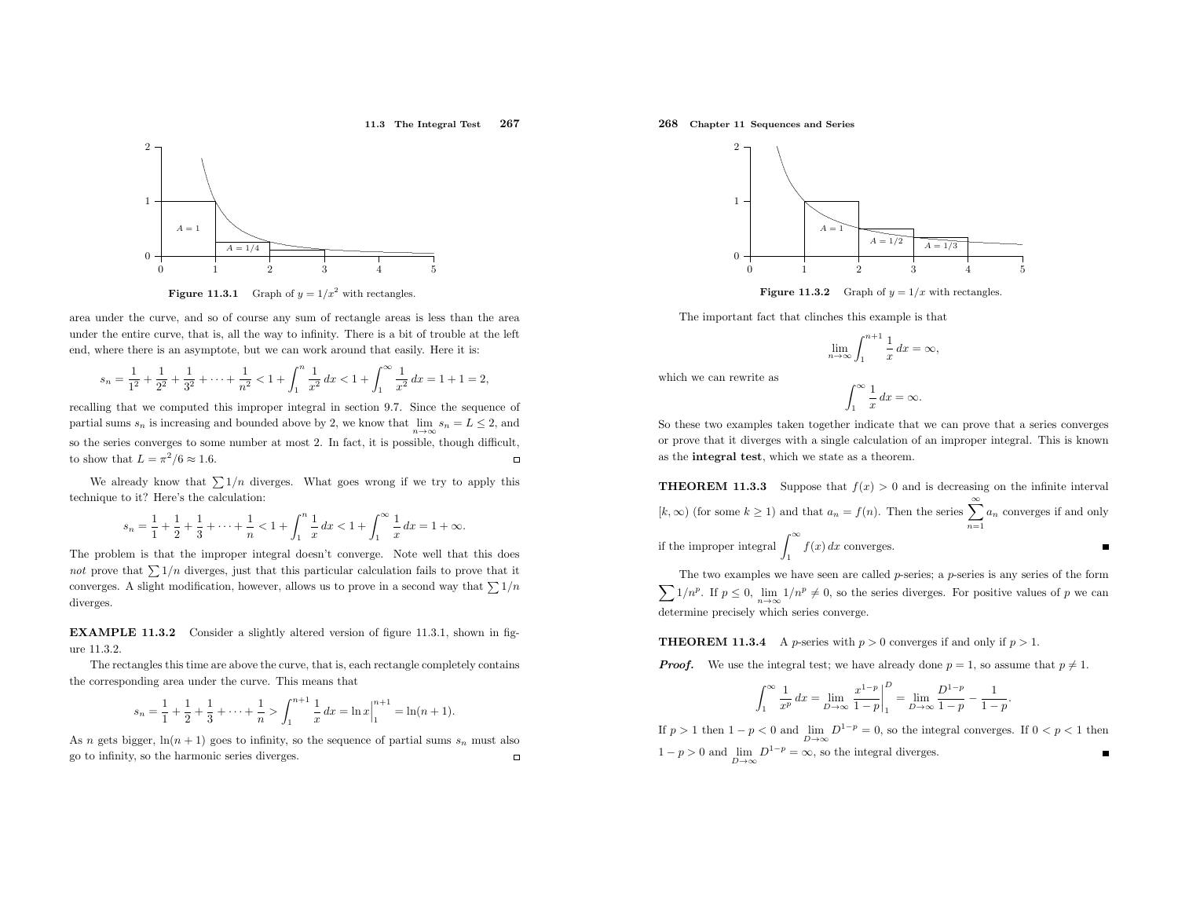Figure 11.3.1 Graph of $y = 1/x^2$ with rectangles.

area under the curve, and so of course any sum of rectangle areas is less than the area under the entire curve, that is, all the way to infinity. There is a bit of trouble at the left end, where there is an asymptote, but we can work around that easily. Here it is:

$$s_n = \frac{1}{1^2} + \frac{1}{2^2} + \frac{1}{3^2} + \cdots + \frac{1}{n^2} < 1 + \int_1^n \frac{1}{x^2}\,dx < 1 + \int_1^\infty \frac{1}{x^2}\,dx = 1 + 1 = 2,$$

recalling that we computed this improper integral in section 9.7. Since the sequence of partial sums $s_n$ is increasing and bounded above by 2, we know that $\lim_{n\to\infty} s_n = L \le 2$, and so the series converges to some number at most 2. In fact, it is possible, though difficult, to show that $L = \pi^2/6 \approx 1.6$. □

We already know that $\sum 1/n$ diverges. What goes wrong if we try to apply this technique to it? Here's the calculation:

$$s_n = \frac{1}{1} + \frac{1}{2} + \frac{1}{3} + \cdots + \frac{1}{n} < 1 + \int_1^n \frac{1}{x}\,dx < 1 + \int_1^\infty \frac{1}{x}\,dx = 1 + \infty.$$

The problem is that the improper integral doesn't converge. Note well that this does *not* prove that $\sum 1/n$ diverges, just that this particular calculation fails to prove that it converges. A slight modification, however, allows us to prove in a second way that $\sum 1/n$ diverges.

**EXAMPLE 11.3.2** Consider a slightly altered version of figure 11.3.1, shown in figure 11.3.2.

The rectangles this time are above the curve, that is, each rectangle completely contains the corresponding area under the curve. This means that

$$s_n = \frac{1}{1} + \frac{1}{2} + \frac{1}{3} + \cdots + \frac{1}{n} > \int_1^{n+1} \frac{1}{x}\,dx = \ln x\Big|_1^{n+1} = \ln(n+1).$$

As $n$ gets bigger, $\ln(n+1)$ goes to infinity, so the sequence of partial sums $s_n$ must also go to infinity, so the harmonic series diverges. □

Figure 11.3.2 Graph of $y = 1/x$ with rectangles.

The important fact that clinches this example is that

$$\lim_{n\to\infty} \int_1^{n+1} \frac{1}{x}\,dx = \infty,$$

which we can rewrite as

$$\int_1^\infty \frac{1}{x}\,dx = \infty.$$

So these two examples taken together indicate that we can prove that a series converges or prove that it diverges with a single calculation of an improper integral. This is known as the **integral test**, which we state as a theorem.

**THEOREM 11.3.3** Suppose that $f(x) > 0$ and is decreasing on the infinite interval $[k, \infty)$ (for some $k \ge 1$) and that $a_n = f(n)$. Then the series $\sum_{n=1}^\infty a_n$ converges if and only if the improper integral $\int_1^\infty f(x)\,dx$ converges. ■

The two examples we have seen are called $p$-series; a $p$-series is any series of the form $\sum 1/n^p$. If $p \le 0$, $\lim_{n\to\infty} 1/n^p \ne 0$, so the series diverges. For positive values of $p$ we can determine precisely which series converge.

**THEOREM 11.3.4** A $p$-series with $p > 0$ converges if and only if $p > 1$.

***Proof.*** We use the integral test; we have already done $p = 1$, so assume that $p \ne 1$.

$$\int_1^\infty \frac{1}{x^p}\,dx = \lim_{D\to\infty} \frac{x^{1-p}}{1-p}\Big|_1^D = \lim_{D\to\infty} \frac{D^{1-p}}{1-p} - \frac{1}{1-p}.$$

If $p > 1$ then $1 - p < 0$ and $\lim_{D\to\infty} D^{1-p} = 0$, so the integral converges. If $0 < p < 1$ then $1 - p > 0$ and $\lim_{D\to\infty} D^{1-p} = \infty$, so the integral diverges. ■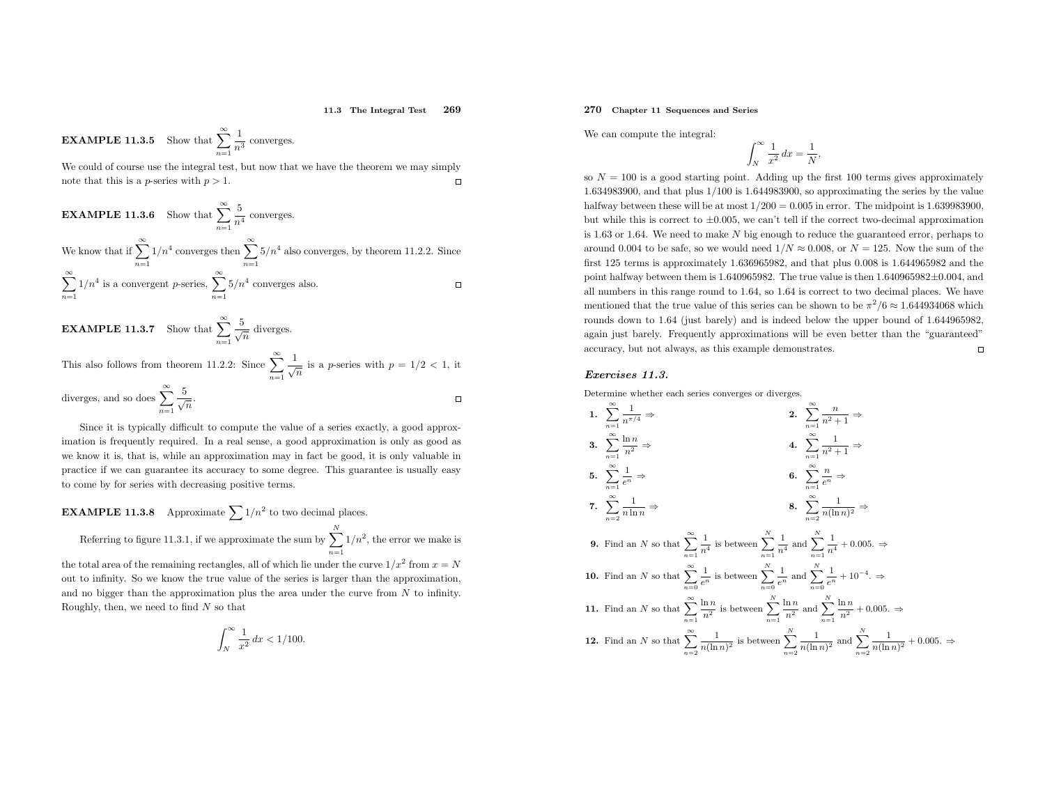**EXAMPLE 11.3.5** Show that $\sum_{n=1}^{\infty} \frac{1}{n^3}$ converges.

We could of course use the integral test, but now that we have the theorem we may simply note that this is a $p$-series with $p > 1$. □

**EXAMPLE 11.3.6** Show that $\sum_{n=1}^{\infty} \frac{5}{n^4}$ converges.

We know that if $\sum_{n=1}^{\infty} 1/n^4$ converges then $\sum_{n=1}^{\infty} 5/n^4$ also converges, by theorem 11.2.2. Since $\sum_{n=1}^{\infty} 1/n^4$ is a convergent $p$-series, $\sum_{n=1}^{\infty} 5/n^4$ converges also. □

**EXAMPLE 11.3.7** Show that $\sum_{n=1}^{\infty} \frac{5}{\sqrt{n}}$ diverges.

This also follows from theorem 11.2.2: Since $\sum_{n=1}^{\infty} \frac{1}{\sqrt{n}}$ is a $p$-series with $p = 1/2 < 1$, it diverges, and so does $\sum_{n=1}^{\infty} \frac{5}{\sqrt{n}}$. □

Since it is typically difficult to compute the value of a series exactly, a good approximation is frequently required. In a real sense, a good approximation is only as good as we know it is, that is, while an approximation may in fact be good, it is only valuable in practice if we can guarantee its accuracy to some degree. This guarantee is usually easy to come by for series with decreasing positive terms.

**EXAMPLE 11.3.8** Approximate $\sum 1/n^2$ to two decimal places.

Referring to figure 11.3.1, if we approximate the sum by $\sum_{n=1}^{N} 1/n^2$, the error we make is the total area of the remaining rectangles, all of which lie under the curve $1/x^2$ from $x = N$ out to infinity. So we know the true value of the series is larger than the approximation, and no bigger than the approximation plus the area under the curve from $N$ to infinity. Roughly, then, we need to find $N$ so that

$$\int_N^{\infty} \frac{1}{x^2}\, dx < 1/100.$$

We can compute the integral:

$$\int_N^{\infty} \frac{1}{x^2}\, dx = \frac{1}{N},$$

so $N = 100$ is a good starting point. Adding up the first 100 terms gives approximately 1.634983900, and that plus $1/100$ is 1.644983900, so approximating the series by the value halfway between these will be at most $1/200 = 0.005$ in error. The midpoint is 1.639983900, but while this is correct to $\pm 0.005$, we can't tell if the correct two-decimal approximation is 1.63 or 1.64. We need to make $N$ big enough to reduce the guaranteed error, perhaps to around 0.004 to be safe, so we would need $1/N \approx 0.008$, or $N = 125$. Now the sum of the first 125 terms is approximately 1.636965982, and that plus 0.008 is 1.644965982 and the point halfway between them is 1.640965982. The true value is then $1.640965982 \pm 0.004$, and all numbers in this range round to 1.64, so 1.64 is correct to two decimal places. We have mentioned that the true value of this series can be shown to be $\pi^2/6 \approx 1.644934068$ which rounds down to 1.64 (just barely) and is indeed below the upper bound of 1.644965982, again just barely. Frequently approximations will be even better than the "guaranteed" accuracy, but not always, as this example demonstrates. □

## *Exercises 11.3.*

Determine whether each series converges or diverges.

**1.** $\sum_{n=1}^{\infty} \frac{1}{n^{\pi/4}}$ ⇒

**2.** $\sum_{n=1}^{\infty} \frac{n}{n^2+1}$ ⇒

**3.** $\sum_{n=1}^{\infty} \frac{\ln n}{n^2}$ ⇒

**4.** $\sum_{n=1}^{\infty} \frac{1}{n^2+1}$ ⇒

**5.** $\sum_{n=1}^{\infty} \frac{1}{e^n}$ ⇒

**6.** $\sum_{n=1}^{\infty} \frac{n}{e^n}$ ⇒

**7.** $\sum_{n=2}^{\infty} \frac{1}{n \ln n}$ ⇒

**8.** $\sum_{n=2}^{\infty} \frac{1}{n(\ln n)^2}$ ⇒

**9.** Find an $N$ so that $\sum_{n=1}^{\infty} \frac{1}{n^4}$ is between $\sum_{n=1}^{N} \frac{1}{n^4}$ and $\sum_{n=1}^{N} \frac{1}{n^4} + 0.005$. ⇒

**10.** Find an $N$ so that $\sum_{n=0}^{\infty} \frac{1}{e^n}$ is between $\sum_{n=0}^{N} \frac{1}{e^n}$ and $\sum_{n=0}^{N} \frac{1}{e^n} + 10^{-4}$. ⇒

**11.** Find an $N$ so that $\sum_{n=1}^{\infty} \frac{\ln n}{n^2}$ is between $\sum_{n=1}^{N} \frac{\ln n}{n^2}$ and $\sum_{n=1}^{N} \frac{\ln n}{n^2} + 0.005$. ⇒

**12.** Find an $N$ so that $\sum_{n=2}^{\infty} \frac{1}{n(\ln n)^2}$ is between $\sum_{n=2}^{N} \frac{1}{n(\ln n)^2}$ and $\sum_{n=2}^{N} \frac{1}{n(\ln n)^2} + 0.005$. ⇒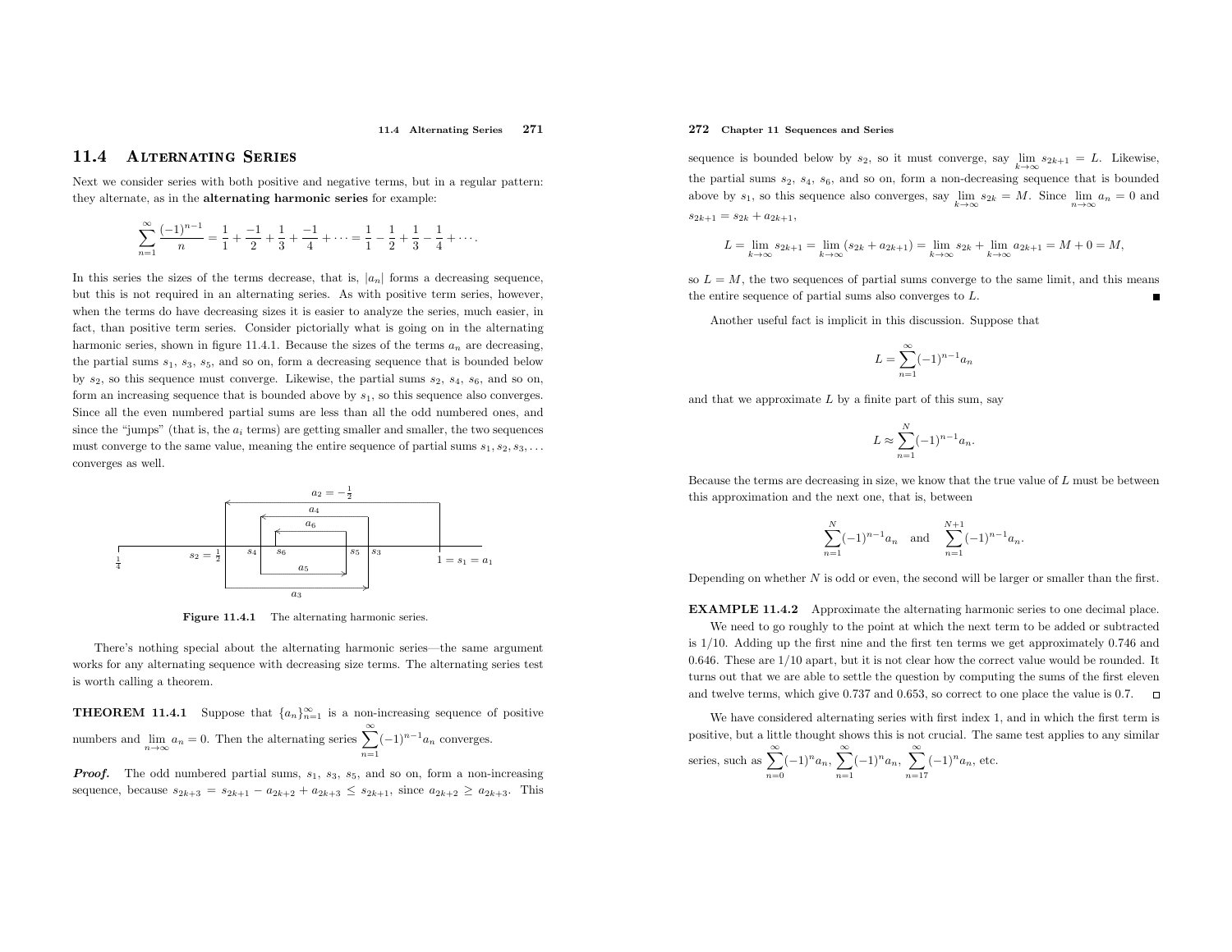## 11.4 Alternating Series

Next we consider series with both positive and negative terms, but in a regular pattern: they alternate, as in the **alternating harmonic series** for example:

$$\sum_{n=1}^{\infty} \frac{(-1)^{n-1}}{n} = \frac{1}{1} + \frac{-1}{2} + \frac{1}{3} + \frac{-1}{4} + \cdots = \frac{1}{1} - \frac{1}{2} + \frac{1}{3} - \frac{1}{4} + \cdots.$$

In this series the sizes of the terms decrease, that is, $|a_n|$ forms a decreasing sequence, but this is not required in an alternating series. As with positive term series, however, when the terms do have decreasing sizes it is easier to analyze the series, much easier, in fact, than positive term series. Consider pictorially what is going on in the alternating harmonic series, shown in figure 11.4.1. Because the sizes of the terms $a_n$ are decreasing, the partial sums $s_1$, $s_3$, $s_5$, and so on, form a decreasing sequence that is bounded below by $s_2$, so this sequence must converge. Likewise, the partial sums $s_2$, $s_4$, $s_6$, and so on, form an increasing sequence that is bounded above by $s_1$, so this sequence also converges. Since all the even numbered partial sums are less than all the odd numbered ones, and since the "jumps" (that is, the $a_i$ terms) are getting smaller and smaller, the two sequences must converge to the same value, meaning the entire sequence of partial sums $s_1, s_2, s_3, \ldots$ converges as well.

**Figure 11.4.1** The alternating harmonic series.

There's nothing special about the alternating harmonic series—the same argument works for any alternating sequence with decreasing size terms. The alternating series test is worth calling a theorem.

**THEOREM 11.4.1** Suppose that $\{a_n\}_{n=1}^{\infty}$ is a non-increasing sequence of positive numbers and $\lim_{n\to\infty} a_n = 0$. Then the alternating series $\sum_{n=1}^{\infty}(-1)^{n-1}a_n$ converges.

***Proof.*** The odd numbered partial sums, $s_1$, $s_3$, $s_5$, and so on, form a non-increasing sequence, because $s_{2k+3} = s_{2k+1} - a_{2k+2} + a_{2k+3} \le s_{2k+1}$, since $a_{2k+2} \ge a_{2k+3}$. This sequence is bounded below by $s_2$, so it must converge, say $\lim_{k\to\infty} s_{2k+1} = L$. Likewise, the partial sums $s_2$, $s_4$, $s_6$, and so on, form a non-decreasing sequence that is bounded above by $s_1$, so this sequence also converges, say $\lim_{k\to\infty} s_{2k} = M$. Since $\lim_{n\to\infty} a_n = 0$ and $s_{2k+1} = s_{2k} + a_{2k+1}$,

$$L = \lim_{k\to\infty} s_{2k+1} = \lim_{k\to\infty} (s_{2k} + a_{2k+1}) = \lim_{k\to\infty} s_{2k} + \lim_{k\to\infty} a_{2k+1} = M + 0 = M,$$

so $L = M$, the two sequences of partial sums converge to the same limit, and this means the entire sequence of partial sums also converges to $L$. ∎

Another useful fact is implicit in this discussion. Suppose that

$$L = \sum_{n=1}^{\infty}(-1)^{n-1}a_n$$

and that we approximate $L$ by a finite part of this sum, say

$$L \approx \sum_{n=1}^{N}(-1)^{n-1}a_n.$$

Because the terms are decreasing in size, we know that the true value of $L$ must be between this approximation and the next one, that is, between

$$\sum_{n=1}^{N}(-1)^{n-1}a_n \quad \text{and} \quad \sum_{n=1}^{N+1}(-1)^{n-1}a_n.$$

Depending on whether $N$ is odd or even, the second will be larger or smaller than the first.

**EXAMPLE 11.4.2** Approximate the alternating harmonic series to one decimal place.

We need to go roughly to the point at which the next term to be added or subtracted is $1/10$. Adding up the first nine and the first ten terms we get approximately 0.746 and 0.646. These are $1/10$ apart, but it is not clear how the correct value would be rounded. It turns out that we are able to settle the question by computing the sums of the first eleven and twelve terms, which give 0.737 and 0.653, so correct to one place the value is 0.7. □

We have considered alternating series with first index 1, and in which the first term is positive, but a little thought shows this is not crucial. The same test applies to any similar series, such as $\sum_{n=0}^{\infty}(-1)^n a_n$, $\sum_{n=1}^{\infty}(-1)^n a_n$, $\sum_{n=17}^{\infty}(-1)^n a_n$, etc.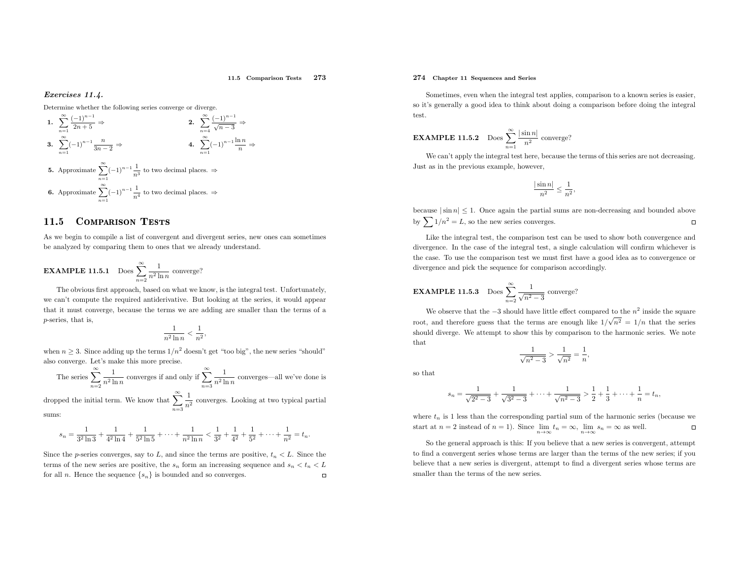***Exercises 11.4.***

Determine whether the following series converge or diverge.

**1.** $\displaystyle\sum_{n=1}^{\infty} \frac{(-1)^{n-1}}{2n+5} \Rightarrow$

**2.** $\displaystyle\sum_{n=4}^{\infty} \frac{(-1)^{n-1}}{\sqrt{n-3}} \Rightarrow$

**3.** $\displaystyle\sum_{n=1}^{\infty} (-1)^{n-1} \frac{n}{3n-2} \Rightarrow$

**4.** $\displaystyle\sum_{n=1}^{\infty} (-1)^{n-1} \frac{\ln n}{n} \Rightarrow$

**5.** Approximate $\displaystyle\sum_{n=1}^{\infty} (-1)^{n-1} \frac{1}{n^3}$ to two decimal places. $\Rightarrow$

**6.** Approximate $\displaystyle\sum_{n=1}^{\infty} (-1)^{n-1} \frac{1}{n^4}$ to two decimal places. $\Rightarrow$

## 11.5 Comparison Tests

As we begin to compile a list of convergent and divergent series, new ones can sometimes be analyzed by comparing them to ones that we already understand.

**EXAMPLE 11.5.1** Does $\displaystyle\sum_{n=2}^{\infty} \frac{1}{n^2 \ln n}$ converge?

The obvious first approach, based on what we know, is the integral test. Unfortunately, we can't compute the required antiderivative. But looking at the series, it would appear that it must converge, because the terms we are adding are smaller than the terms of a $p$-series, that is,

$$\frac{1}{n^2 \ln n} < \frac{1}{n^2},$$

when $n \geq 3$. Since adding up the terms $1/n^2$ doesn't get "too big", the new series "should" also converge. Let's make this more precise.

The series $\displaystyle\sum_{n=2}^{\infty} \frac{1}{n^2 \ln n}$ converges if and only if $\displaystyle\sum_{n=3}^{\infty} \frac{1}{n^2 \ln n}$ converges—all we've done is dropped the initial term. We know that $\displaystyle\sum_{n=3}^{\infty} \frac{1}{n^2}$ converges. Looking at two typical partial sums:

$$s_n = \frac{1}{3^2 \ln 3} + \frac{1}{4^2 \ln 4} + \frac{1}{5^2 \ln 5} + \cdots + \frac{1}{n^2 \ln n} < \frac{1}{3^2} + \frac{1}{4^2} + \frac{1}{5^2} + \cdots + \frac{1}{n^2} = t_n.$$

Since the $p$-series converges, say to $L$, and since the terms are positive, $t_n < L$. Since the terms of the new series are positive, the $s_n$ form an increasing sequence and $s_n < t_n < L$ for all $n$. Hence the sequence $\{s_n\}$ is bounded and so converges. $\square$

Sometimes, even when the integral test applies, comparison to a known series is easier, so it's generally a good idea to think about doing a comparison before doing the integral test.

**EXAMPLE 11.5.2** Does $\displaystyle\sum_{n=1}^{\infty} \frac{|\sin n|}{n^2}$ converge?

We can't apply the integral test here, because the terms of this series are not decreasing. Just as in the previous example, however,

$$\frac{|\sin n|}{n^2} \leq \frac{1}{n^2},$$

because $|\sin n| \leq 1$. Once again the partial sums are non-decreasing and bounded above by $\sum 1/n^2 = L$, so the new series converges. $\square$

Like the integral test, the comparison test can be used to show both convergence and divergence. In the case of the integral test, a single calculation will confirm whichever is the case. To use the comparison test we must first have a good idea as to convergence or divergence and pick the sequence for comparison accordingly.

**EXAMPLE 11.5.3** Does $\displaystyle\sum_{n=2}^{\infty} \frac{1}{\sqrt{n^2-3}}$ converge?

We observe that the $-3$ should have little effect compared to the $n^2$ inside the square root, and therefore guess that the terms are enough like $1/\sqrt{n^2} = 1/n$ that the series should diverge. We attempt to show this by comparison to the harmonic series. We note that

$$\frac{1}{\sqrt{n^2-3}} > \frac{1}{\sqrt{n^2}} = \frac{1}{n},$$

so that

$$s_n = \frac{1}{\sqrt{2^2-3}} + \frac{1}{\sqrt{3^2-3}} + \cdots + \frac{1}{\sqrt{n^2-3}} > \frac{1}{2} + \frac{1}{3} + \cdots + \frac{1}{n} = t_n,$$

where $t_n$ is 1 less than the corresponding partial sum of the harmonic series (because we start at $n = 2$ instead of $n = 1$). Since $\lim_{n\to\infty} t_n = \infty$, $\lim_{n\to\infty} s_n = \infty$ as well. $\square$

So the general approach is this: If you believe that a new series is convergent, attempt to find a convergent series whose terms are larger than the terms of the new series; if you believe that a new series is divergent, attempt to find a divergent series whose terms are smaller than the terms of the new series.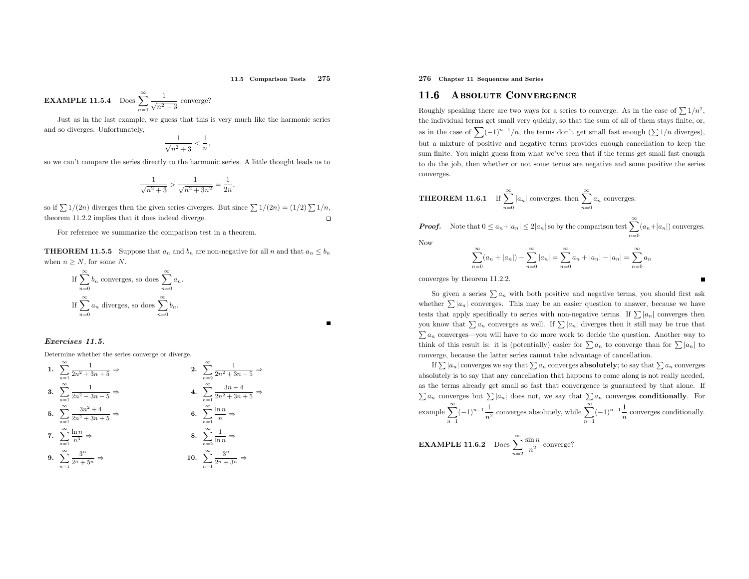**EXAMPLE 11.5.4** Does $\sum_{n=1}^{\infty} \frac{1}{\sqrt{n^2+3}}$ converge?

Just as in the last example, we guess that this is very much like the harmonic series and so diverges. Unfortunately,

$$\frac{1}{\sqrt{n^2+3}} < \frac{1}{n},$$

so we can't compare the series directly to the harmonic series. A little thought leads us to

$$\frac{1}{\sqrt{n^2+3}} > \frac{1}{\sqrt{n^2+3n^2}} = \frac{1}{2n},$$

so if $\sum 1/(2n)$ diverges then the given series diverges. But since $\sum 1/(2n) = (1/2)\sum 1/n$, theorem 11.2.2 implies that it does indeed diverge. □

For reference we summarize the comparison test in a theorem.

**THEOREM 11.5.5** Suppose that $a_n$ and $b_n$ are non-negative for all $n$ and that $a_n \le b_n$ when $n \ge N$, for some $N$.

If $\sum_{n=0}^{\infty} b_n$ converges, so does $\sum_{n=0}^{\infty} a_n$.

If $\sum_{n=0}^{\infty} a_n$ diverges, so does $\sum_{n=0}^{\infty} b_n$.

■

***Exercises 11.5.***

Determine whether the series converge or diverge.

**1.** $\sum_{n=1}^{\infty} \frac{1}{2n^2+3n+5} \Rightarrow$

**2.** $\sum_{n=2}^{\infty} \frac{1}{2n^2+3n-5} \Rightarrow$

**3.** $\sum_{n=1}^{\infty} \frac{1}{2n^2-3n-5} \Rightarrow$

**4.** $\sum_{n=1}^{\infty} \frac{3n+4}{2n^2+3n+5} \Rightarrow$

**5.** $\sum_{n=1}^{\infty} \frac{3n^2+4}{2n^2+3n+5} \Rightarrow$

**6.** $\sum_{n=1}^{\infty} \frac{\ln n}{n} \Rightarrow$

**7.** $\sum_{n=1}^{\infty} \frac{\ln n}{n^3} \Rightarrow$

**8.** $\sum_{n=2}^{\infty} \frac{1}{\ln n} \Rightarrow$

**9.** $\sum_{n=1}^{\infty} \frac{3^n}{2^n+5^n} \Rightarrow$

**10.** $\sum_{n=1}^{\infty} \frac{3^n}{2^n+3^n} \Rightarrow$

## 11.6 Absolute Convergence

Roughly speaking there are two ways for a series to converge: As in the case of $\sum 1/n^2$, the individual terms get small very quickly, so that the sum of all of them stays finite, or, as in the case of $\sum(-1)^{n-1}/n$, the terms don't get small fast enough ($\sum 1/n$ diverges), but a mixture of positive and negative terms provides enough cancellation to keep the sum finite. You might guess from what we've seen that if the terms get small fast enough to do the job, then whether or not some terms are negative and some positive the series converges.

**THEOREM 11.6.1** If $\sum_{n=0}^{\infty} |a_n|$ converges, then $\sum_{n=0}^{\infty} a_n$ converges.

***Proof.*** Note that $0 \le a_n+|a_n| \le 2|a_n|$ so by the comparison test $\sum_{n=0}^{\infty}(a_n+|a_n|)$ converges. Now

$$\sum_{n=0}^{\infty}(a_n+|a_n|) - \sum_{n=0}^{\infty}|a_n| = \sum_{n=0}^{\infty} a_n + |a_n| - |a_n| = \sum_{n=0}^{\infty} a_n$$

converges by theorem 11.2.2. ■

So given a series $\sum a_n$ with both positive and negative terms, you should first ask whether $\sum |a_n|$ converges. This may be an easier question to answer, because we have tests that apply specifically to series with non-negative terms. If $\sum |a_n|$ converges then you know that $\sum a_n$ converges as well. If $\sum |a_n|$ diverges then it still may be true that $\sum a_n$ converges—you will have to do more work to decide the question. Another way to think of this result is: it is (potentially) easier for $\sum a_n$ to converge than for $\sum |a_n|$ to converge, because the latter series cannot take advantage of cancellation.

If $\sum |a_n|$ converges we say that $\sum a_n$ converges **absolutely**; to say that $\sum a_n$ converges absolutely is to say that any cancellation that happens to come along is not really needed, as the terms already get small so fast that convergence is guaranteed by that alone. If $\sum a_n$ converges but $\sum |a_n|$ does not, we say that $\sum a_n$ converges **conditionally**. For example $\sum_{n=1}^{\infty}(-1)^{n-1}\frac{1}{n^2}$ converges absolutely, while $\sum_{n=1}^{\infty}(-1)^{n-1}\frac{1}{n}$ converges conditionally.

**EXAMPLE 11.6.2** Does $\sum_{n=2}^{\infty} \frac{\sin n}{n^2}$ converge?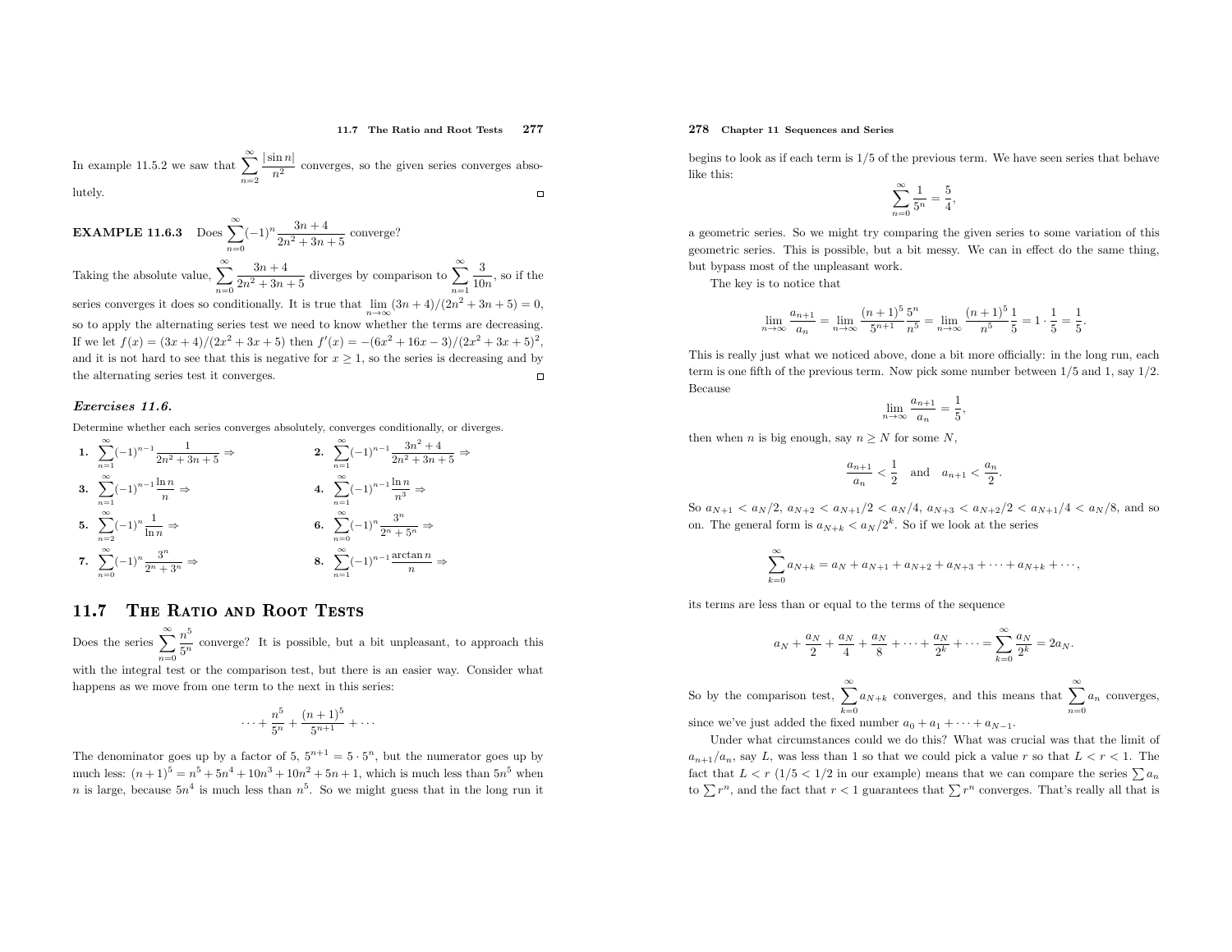In example 11.5.2 we saw that $\sum_{n=2}^{\infty} \frac{|\sin n|}{n^2}$ converges, so the given series converges absolutely. □

**EXAMPLE 11.6.3** Does $\sum_{n=0}^{\infty} (-1)^n \frac{3n+4}{2n^2+3n+5}$ converge?

Taking the absolute value, $\sum_{n=0}^{\infty} \frac{3n+4}{2n^2+3n+5}$ diverges by comparison to $\sum_{n=1}^{\infty} \frac{3}{10n}$, so if the series converges it does so conditionally. It is true that $\lim_{n\to\infty} (3n+4)/(2n^2+3n+5) = 0$, so to apply the alternating series test we need to know whether the terms are decreasing. If we let $f(x) = (3x+4)/(2x^2+3x+5)$ then $f'(x) = -(6x^2+16x-3)/(2x^2+3x+5)^2$, and it is not hard to see that this is negative for $x \ge 1$, so the series is decreasing and by the alternating series test it converges. □

### *Exercises 11.6.*

Determine whether each series converges absolutely, converges conditionally, or diverges.

**1.** $\sum_{n=1}^{\infty} (-1)^{n-1} \frac{1}{2n^2+3n+5} \Rightarrow$

**2.** $\sum_{n=1}^{\infty} (-1)^{n-1} \frac{3n^2+4}{2n^2+3n+5} \Rightarrow$

**3.** $\sum_{n=1}^{\infty} (-1)^{n-1} \frac{\ln n}{n} \Rightarrow$

**4.** $\sum_{n=1}^{\infty} (-1)^{n-1} \frac{\ln n}{n^3} \Rightarrow$

**5.** $\sum_{n=2}^{\infty} (-1)^{n} \frac{1}{\ln n} \Rightarrow$

**6.** $\sum_{n=0}^{\infty} (-1)^{n} \frac{3^n}{2^n+5^n} \Rightarrow$

**7.** $\sum_{n=0}^{\infty} (-1)^{n} \frac{3^n}{2^n+3^n} \Rightarrow$

**8.** $\sum_{n=1}^{\infty} (-1)^{n-1} \frac{\arctan n}{n} \Rightarrow$

## 11.7 The Ratio and Root Tests

Does the series $\sum_{n=0}^{\infty} \frac{n^5}{5^n}$ converge? It is possible, but a bit unpleasant, to approach this with the integral test or the comparison test, but there is an easier way. Consider what happens as we move from one term to the next in this series:

$$\cdots + \frac{n^5}{5^n} + \frac{(n+1)^5}{5^{n+1}} + \cdots$$

The denominator goes up by a factor of 5, $5^{n+1} = 5 \cdot 5^n$, but the numerator goes up by much less: $(n+1)^5 = n^5 + 5n^4 + 10n^3 + 10n^2 + 5n + 1$, which is much less than $5n^5$ when $n$ is large, because $5n^4$ is much less than $n^5$. So we might guess that in the long run it begins to look as if each term is $1/5$ of the previous term. We have seen series that behave like this:

$$\sum_{n=0}^{\infty} \frac{1}{5^n} = \frac{5}{4},$$

a geometric series. So we might try comparing the given series to some variation of this geometric series. This is possible, but a bit messy. We can in effect do the same thing, but bypass most of the unpleasant work.

The key is to notice that

$$\lim_{n\to\infty} \frac{a_{n+1}}{a_n} = \lim_{n\to\infty} \frac{(n+1)^5}{5^{n+1}} \frac{5^n}{n^5} = \lim_{n\to\infty} \frac{(n+1)^5}{n^5} \frac{1}{5} = 1 \cdot \frac{1}{5} = \frac{1}{5}.$$

This is really just what we noticed above, done a bit more officially: in the long run, each term is one fifth of the previous term. Now pick some number between $1/5$ and 1, say $1/2$. Because

$$\lim_{n\to\infty} \frac{a_{n+1}}{a_n} = \frac{1}{5},$$

then when $n$ is big enough, say $n \ge N$ for some $N$,

$$\frac{a_{n+1}}{a_n} < \frac{1}{2} \quad \text{and} \quad a_{n+1} < \frac{a_n}{2}.$$

So $a_{N+1} < a_N/2$, $a_{N+2} < a_{N+1}/2 < a_N/4$, $a_{N+3} < a_{N+2}/2 < a_{N+1}/4 < a_N/8$, and so on. The general form is $a_{N+k} < a_N/2^k$. So if we look at the series

$$\sum_{k=0}^{\infty} a_{N+k} = a_N + a_{N+1} + a_{N+2} + a_{N+3} + \cdots + a_{N+k} + \cdots,$$

its terms are less than or equal to the terms of the sequence

$$a_N + \frac{a_N}{2} + \frac{a_N}{4} + \frac{a_N}{8} + \cdots + \frac{a_N}{2^k} + \cdots = \sum_{k=0}^{\infty} \frac{a_N}{2^k} = 2a_N.$$

So by the comparison test, $\sum_{k=0}^{\infty} a_{N+k}$ converges, and this means that $\sum_{n=0}^{\infty} a_n$ converges, since we've just added the fixed number $a_0 + a_1 + \cdots + a_{N-1}$.

Under what circumstances could we do this? What was crucial was that the limit of $a_{n+1}/a_n$, say $L$, was less than 1 so that we could pick a value $r$ so that $L < r < 1$. The fact that $L < r$ ($1/5 < 1/2$ in our example) means that we can compare the series $\sum a_n$ to $\sum r^n$, and the fact that $r < 1$ guarantees that $\sum r^n$ converges. That's really all that is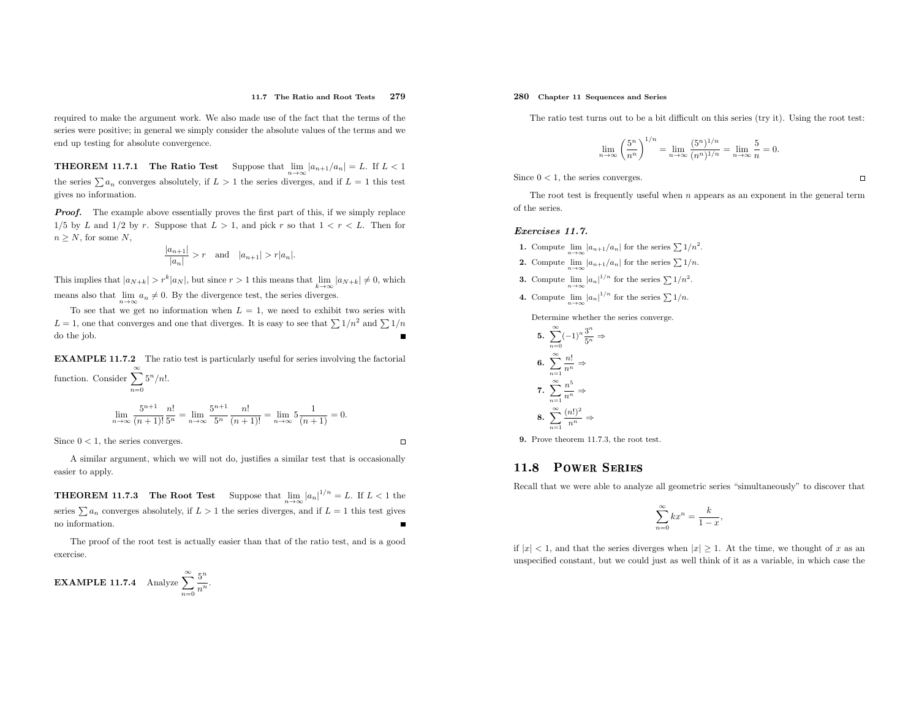required to make the argument work. We also made use of the fact that the terms of the series were positive; in general we simply consider the absolute values of the terms and we end up testing for absolute convergence.

**THEOREM 11.7.1 The Ratio Test** Suppose that $\lim_{n\to\infty} |a_{n+1}/a_n| = L$. If $L < 1$ the series $\sum a_n$ converges absolutely, if $L > 1$ the series diverges, and if $L = 1$ this test gives no information.

***Proof.*** The example above essentially proves the first part of this, if we simply replace 1/5 by $L$ and 1/2 by $r$. Suppose that $L > 1$, and pick $r$ so that $1 < r < L$. Then for $n \geq N$, for some $N$,

$$\frac{|a_{n+1}|}{|a_n|} > r \quad \text{and} \quad |a_{n+1}| > r|a_n|.$$

This implies that $|a_{N+k}| > r^k|a_N|$, but since $r > 1$ this means that $\lim_{k\to\infty} |a_{N+k}| \neq 0$, which means also that $\lim_{n\to\infty} a_n \neq 0$. By the divergence test, the series diverges.

To see that we get no information when $L = 1$, we need to exhibit two series with $L = 1$, one that converges and one that diverges. It is easy to see that $\sum 1/n^2$ and $\sum 1/n$ do the job. ■

**EXAMPLE 11.7.2** The ratio test is particularly useful for series involving the factorial function. Consider $\sum_{n=0}^{\infty} 5^n/n!$.

$$\lim_{n\to\infty} \frac{5^{n+1}}{(n+1)!}\frac{n!}{5^n} = \lim_{n\to\infty} \frac{5^{n+1}}{5^n}\frac{n!}{(n+1)!} = \lim_{n\to\infty} 5\frac{1}{(n+1)} = 0.$$

Since $0 < 1$, the series converges. □

A similar argument, which we will not do, justifies a similar test that is occasionally easier to apply.

**THEOREM 11.7.3 The Root Test** Suppose that $\lim_{n\to\infty} |a_n|^{1/n} = L$. If $L < 1$ the series $\sum a_n$ converges absolutely, if $L > 1$ the series diverges, and if $L = 1$ this test gives no information. ■

The proof of the root test is actually easier than that of the ratio test, and is a good exercise.

**EXAMPLE 11.7.4** Analyze $\sum_{n=0}^{\infty} \frac{5^n}{n^n}$.

The ratio test turns out to be a bit difficult on this series (try it). Using the root test:

$$\lim_{n\to\infty} \left(\frac{5^n}{n^n}\right)^{1/n} = \lim_{n\to\infty} \frac{(5^n)^{1/n}}{(n^n)^{1/n}} = \lim_{n\to\infty} \frac{5}{n} = 0.$$

Since $0 < 1$, the series converges. □

The root test is frequently useful when $n$ appears as an exponent in the general term of the series.

### *Exercises 11.7.*

1. Compute $\lim_{n\to\infty} |a_{n+1}/a_n|$ for the series $\sum 1/n^2$.
2. Compute $\lim_{n\to\infty} |a_{n+1}/a_n|$ for the series $\sum 1/n$.
3. Compute $\lim_{n\to\infty} |a_n|^{1/n}$ for the series $\sum 1/n^2$.
4. Compute $\lim_{n\to\infty} |a_n|^{1/n}$ for the series $\sum 1/n$.

Determine whether the series converge.

5. $\sum_{n=0}^{\infty} (-1)^n \frac{3^n}{5^n}$ ⇒
6. $\sum_{n=1}^{\infty} \frac{n!}{n^n}$ ⇒
7. $\sum_{n=1}^{\infty} \frac{n^5}{n^n}$ ⇒
8. $\sum_{n=1}^{\infty} \frac{(n!)^2}{n^n}$ ⇒
9. Prove theorem 11.7.3, the root test.

## 11.8 Power Series

Recall that we were able to analyze all geometric series "simultaneously" to discover that

$$\sum_{n=0}^{\infty} kx^n = \frac{k}{1-x},$$

if $|x| < 1$, and that the series diverges when $|x| \geq 1$. At the time, we thought of $x$ as an unspecified constant, but we could just as well think of it as a variable, in which case the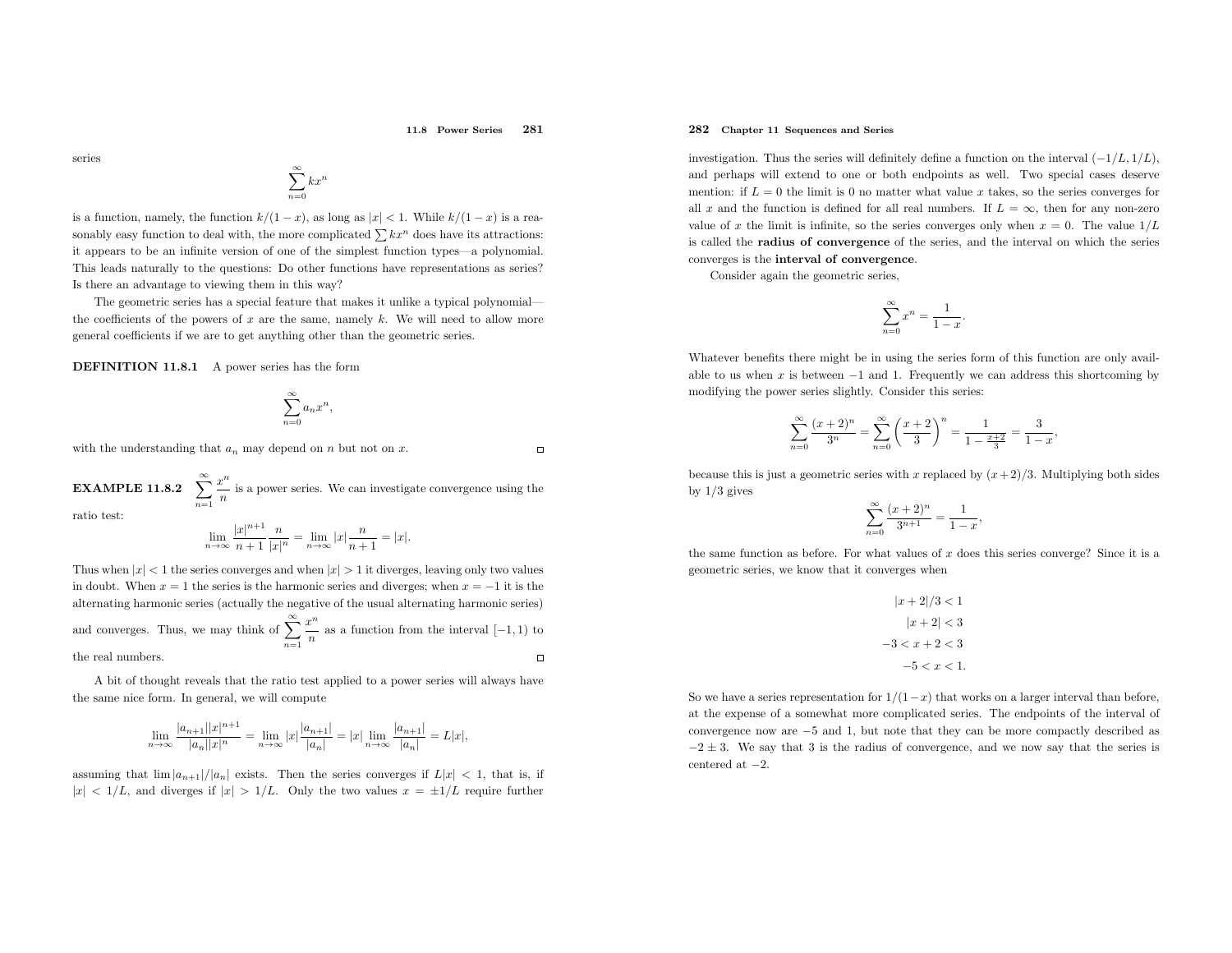series

$$\sum_{n=0}^{\infty} kx^n$$

is a function, namely, the function $k/(1-x)$, as long as $|x|<1$. While $k/(1-x)$ is a reasonably easy function to deal with, the more complicated $\sum kx^n$ does have its attractions: it appears to be an infinite version of one of the simplest function types—a polynomial. This leads naturally to the questions: Do other functions have representations as series? Is there an advantage to viewing them in this way?

The geometric series has a special feature that makes it unlike a typical polynomial—the coefficients of the powers of $x$ are the same, namely $k$. We will need to allow more general coefficients if we are to get anything other than the geometric series.

**DEFINITION 11.8.1** A power series has the form

$$\sum_{n=0}^{\infty} a_n x^n,$$

with the understanding that $a_n$ may depend on $n$ but not on $x$. □

**EXAMPLE 11.8.2** $\displaystyle\sum_{n=1}^{\infty} \frac{x^n}{n}$ is a power series. We can investigate convergence using the ratio test:

$$\lim_{n\to\infty} \frac{|x|^{n+1}}{n+1}\frac{n}{|x|^n} = \lim_{n\to\infty} |x|\frac{n}{n+1} = |x|.$$

Thus when $|x|<1$ the series converges and when $|x|>1$ it diverges, leaving only two values in doubt. When $x=1$ the series is the harmonic series and diverges; when $x=-1$ it is the alternating harmonic series (actually the negative of the usual alternating harmonic series) and converges. Thus, we may think of $\displaystyle\sum_{n=1}^{\infty} \frac{x^n}{n}$ as a function from the interval $[-1,1)$ to the real numbers. □

A bit of thought reveals that the ratio test applied to a power series will always have the same nice form. In general, we will compute

$$\lim_{n\to\infty} \frac{|a_{n+1}||x|^{n+1}}{|a_n||x|^n} = \lim_{n\to\infty} |x|\frac{|a_{n+1}|}{|a_n|} = |x|\lim_{n\to\infty} \frac{|a_{n+1}|}{|a_n|} = L|x|,$$

assuming that $\lim |a_{n+1}|/|a_n|$ exists. Then the series converges if $L|x|<1$, that is, if $|x|<1/L$, and diverges if $|x|>1/L$. Only the two values $x=\pm 1/L$ require further investigation. Thus the series will definitely define a function on the interval $(-1/L, 1/L)$, and perhaps will extend to one or both endpoints as well. Two special cases deserve mention: if $L=0$ the limit is 0 no matter what value $x$ takes, so the series converges for all $x$ and the function is defined for all real numbers. If $L=\infty$, then for any non-zero value of $x$ the limit is infinite, so the series converges only when $x=0$. The value $1/L$ is called the **radius of convergence** of the series, and the interval on which the series converges is the **interval of convergence**.

Consider again the geometric series,

$$\sum_{n=0}^{\infty} x^n = \frac{1}{1-x}.$$

Whatever benefits there might be in using the series form of this function are only available to us when $x$ is between $-1$ and 1. Frequently we can address this shortcoming by modifying the power series slightly. Consider this series:

$$\sum_{n=0}^{\infty} \frac{(x+2)^n}{3^n} = \sum_{n=0}^{\infty} \left(\frac{x+2}{3}\right)^n = \frac{1}{1-\frac{x+2}{3}} = \frac{3}{1-x},$$

because this is just a geometric series with $x$ replaced by $(x+2)/3$. Multiplying both sides by $1/3$ gives

$$\sum_{n=0}^{\infty} \frac{(x+2)^n}{3^{n+1}} = \frac{1}{1-x},$$

the same function as before. For what values of $x$ does this series converge? Since it is a geometric series, we know that it converges when

$$\begin{aligned}
|x+2|/3 &< 1 \\
|x+2| &< 3 \\
-3 < x+2 &< 3 \\
-5 < x &< 1.
\end{aligned}$$

So we have a series representation for $1/(1-x)$ that works on a larger interval than before, at the expense of a somewhat more complicated series. The endpoints of the interval of convergence now are $-5$ and 1, but note that they can be more compactly described as $-2 \pm 3$. We say that 3 is the radius of convergence, and we now say that the series is centered at $-2$.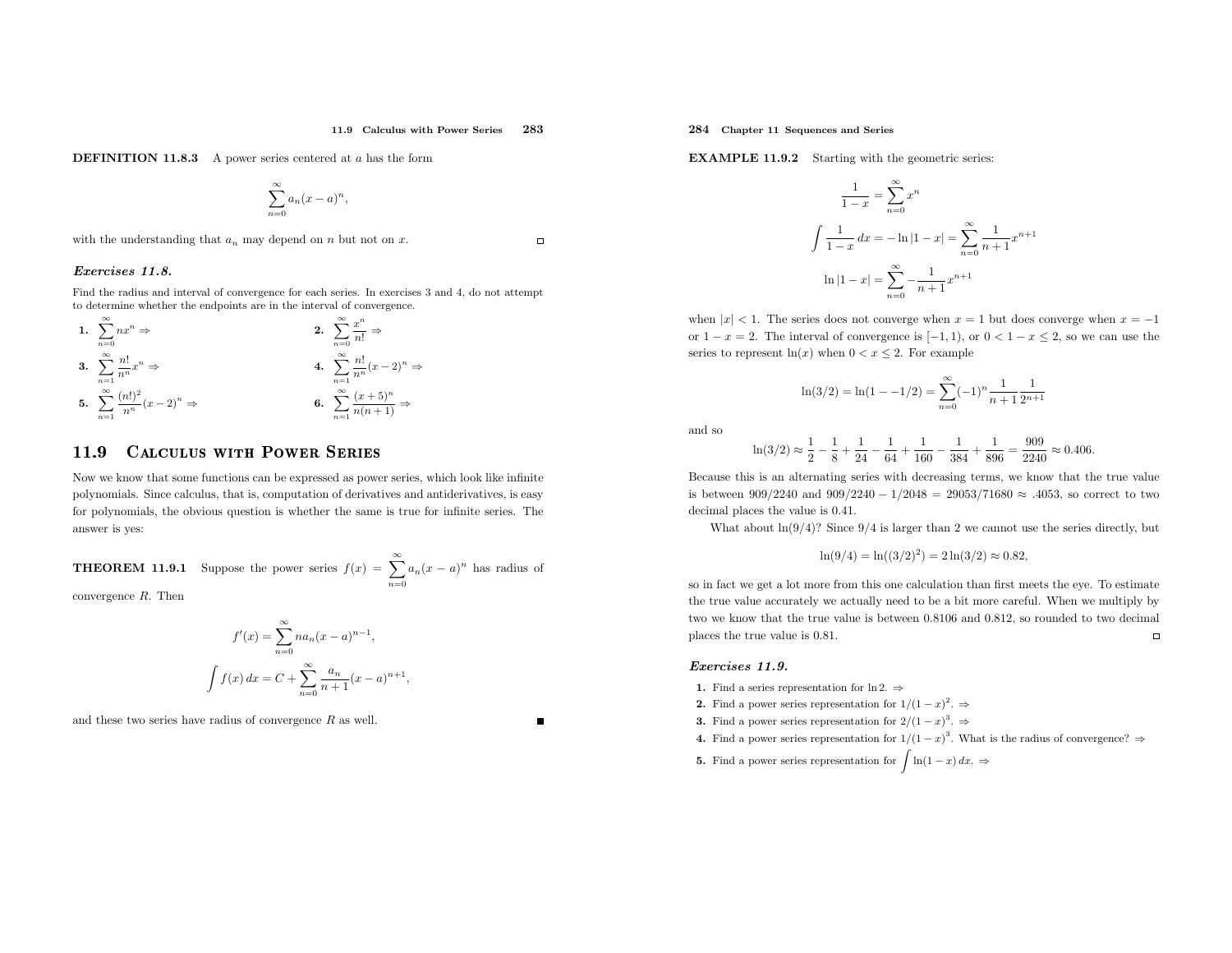**DEFINITION 11.8.3** A power series centered at $a$ has the form

$$\sum_{n=0}^{\infty} a_n (x-a)^n,$$

with the understanding that $a_n$ may depend on $n$ but not on $x$. □

### *Exercises 11.8.*

Find the radius and interval of convergence for each series. In exercises 3 and 4, do not attempt to determine whether the endpoints are in the interval of convergence.

**1.** $\displaystyle\sum_{n=0}^{\infty} nx^n \Rightarrow$

**2.** $\displaystyle\sum_{n=0}^{\infty} \frac{x^n}{n!} \Rightarrow$

**3.** $\displaystyle\sum_{n=1}^{\infty} \frac{n!}{n^n} x^n \Rightarrow$

**4.** $\displaystyle\sum_{n=1}^{\infty} \frac{n!}{n^n} (x-2)^n \Rightarrow$

**5.** $\displaystyle\sum_{n=1}^{\infty} \frac{(n!)^2}{n^n} (x-2)^n \Rightarrow$

**6.** $\displaystyle\sum_{n=1}^{\infty} \frac{(x+5)^n}{n(n+1)} \Rightarrow$

## 11.9 Calculus with Power Series

Now we know that some functions can be expressed as power series, which look like infinite polynomials. Since calculus, that is, computation of derivatives and antiderivatives, is easy for polynomials, the obvious question is whether the same is true for infinite series. The answer is yes:

**THEOREM 11.9.1** Suppose the power series $f(x) = \displaystyle\sum_{n=0}^{\infty} a_n(x-a)^n$ has radius of convergence $R$. Then

$$f'(x) = \sum_{n=0}^{\infty} n a_n (x-a)^{n-1},$$

$$\int f(x)\,dx = C + \sum_{n=0}^{\infty} \frac{a_n}{n+1}(x-a)^{n+1},$$

and these two series have radius of convergence $R$ as well. ■

**EXAMPLE 11.9.2** Starting with the geometric series:

$$\frac{1}{1-x} = \sum_{n=0}^{\infty} x^n$$

$$\int \frac{1}{1-x}\,dx = -\ln|1-x| = \sum_{n=0}^{\infty} \frac{1}{n+1} x^{n+1}$$

$$\ln|1-x| = \sum_{n=0}^{\infty} -\frac{1}{n+1} x^{n+1}$$

when $|x| < 1$. The series does not converge when $x = 1$ but does converge when $x = -1$ or $1 - x = 2$. The interval of convergence is $[-1, 1)$, or $0 < 1 - x \le 2$, so we can use the series to represent $\ln(x)$ when $0 < x \le 2$. For example

$$\ln(3/2) = \ln(1 - -1/2) = \sum_{n=0}^{\infty} (-1)^n \frac{1}{n+1} \frac{1}{2^{n+1}}$$

and so

$$\ln(3/2) \approx \frac{1}{2} - \frac{1}{8} + \frac{1}{24} - \frac{1}{64} + \frac{1}{160} - \frac{1}{384} + \frac{1}{896} = \frac{909}{2240} \approx 0.406.$$

Because this is an alternating series with decreasing terms, we know that the true value is between $909/2240$ and $909/2240 - 1/2048 = 29053/71680 \approx .4053$, so correct to two decimal places the value is 0.41.

What about $\ln(9/4)$? Since $9/4$ is larger than 2 we cannot use the series directly, but

$$\ln(9/4) = \ln((3/2)^2) = 2\ln(3/2) \approx 0.82,$$

so in fact we get a lot more from this one calculation than first meets the eye. To estimate the true value accurately we actually need to be a bit more careful. When we multiply by two we know that the true value is between 0.8106 and 0.812, so rounded to two decimal places the true value is 0.81. □

### *Exercises 11.9.*

**1.** Find a series representation for $\ln 2$. ⇒

**2.** Find a power series representation for $1/(1-x)^2$. ⇒

**3.** Find a power series representation for $2/(1-x)^3$. ⇒

**4.** Find a power series representation for $1/(1-x)^3$. What is the radius of convergence? ⇒

**5.** Find a power series representation for $\displaystyle\int \ln(1-x)\,dx$. ⇒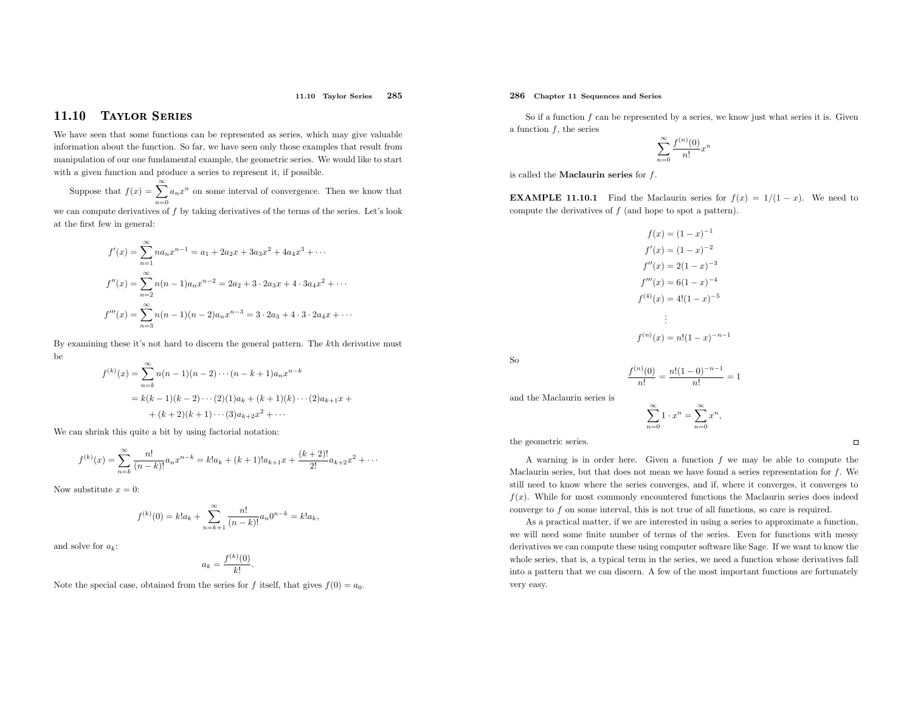## 11.10 Taylor Series

We have seen that some functions can be represented as series, which may give valuable information about the function. So far, we have seen only those examples that result from manipulation of our one fundamental example, the geometric series. We would like to start with a given function and produce a series to represent it, if possible.

Suppose that $f(x) = \sum_{n=0}^{\infty} a_n x^n$ on some interval of convergence. Then we know that we can compute derivatives of $f$ by taking derivatives of the terms of the series. Let's look at the first few in general:

$$f'(x) = \sum_{n=1}^{\infty} n a_n x^{n-1} = a_1 + 2a_2 x + 3a_3 x^2 + 4a_4 x^3 + \cdots$$

$$f''(x) = \sum_{n=2}^{\infty} n(n-1) a_n x^{n-2} = 2a_2 + 3 \cdot 2a_3 x + 4 \cdot 3a_4 x^2 + \cdots$$

$$f'''(x) = \sum_{n=3}^{\infty} n(n-1)(n-2) a_n x^{n-3} = 3 \cdot 2a_3 + 4 \cdot 3 \cdot 2a_4 x + \cdots$$

By examining these it's not hard to discern the general pattern. The $k$th derivative must be

$$\begin{aligned} f^{(k)}(x) &= \sum_{n=k}^{\infty} n(n-1)(n-2)\cdots(n-k+1) a_n x^{n-k} \\ &= k(k-1)(k-2)\cdots(2)(1)a_k + (k+1)(k)\cdots(2)a_{k+1}x + \\ &\quad + (k+2)(k+1)\cdots(3)a_{k+2}x^2 + \cdots \end{aligned}$$

We can shrink this quite a bit by using factorial notation:

$$f^{(k)}(x) = \sum_{n=k}^{\infty} \frac{n!}{(n-k)!} a_n x^{n-k} = k!a_k + (k+1)!a_{k+1}x + \frac{(k+2)!}{2!} a_{k+2} x^2 + \cdots$$

Now substitute $x = 0$:

$$f^{(k)}(0) = k!a_k + \sum_{n=k+1}^{\infty} \frac{n!}{(n-k)!} a_n 0^{n-k} = k!a_k,$$

and solve for $a_k$:

$$a_k = \frac{f^{(k)}(0)}{k!}.$$

Note the special case, obtained from the series for $f$ itself, that gives $f(0) = a_0$.

So if a function $f$ can be represented by a series, we know just what series it is. Given a function $f$, the series

$$\sum_{n=0}^{\infty} \frac{f^{(n)}(0)}{n!} x^n$$

is called the **Maclaurin series** for $f$.

**EXAMPLE 11.10.1** Find the Maclaurin series for $f(x) = 1/(1-x)$. We need to compute the derivatives of $f$ (and hope to spot a pattern).

$$\begin{aligned} f(x) &= (1-x)^{-1} \\ f'(x) &= (1-x)^{-2} \\ f''(x) &= 2(1-x)^{-3} \\ f'''(x) &= 6(1-x)^{-4} \\ f^{(4)}(x) &= 4!(1-x)^{-5} \\ &\vdots \\ f^{(n)}(x) &= n!(1-x)^{-n-1} \end{aligned}$$

So

$$\frac{f^{(n)}(0)}{n!} = \frac{n!(1-0)^{-n-1}}{n!} = 1$$

and the Maclaurin series is

$$\sum_{n=0}^{\infty} 1 \cdot x^n = \sum_{n=0}^{\infty} x^n,$$

the geometric series. □

A warning is in order here. Given a function $f$ we may be able to compute the Maclaurin series, but that does not mean we have found a series representation for $f$. We still need to know where the series converges, and if, where it converges, it converges to $f(x)$. While for most commonly encountered functions the Maclaurin series does indeed converge to $f$ on some interval, this is not true of all functions, so care is required.

As a practical matter, if we are interested in using a series to approximate a function, we will need some finite number of terms of the series. Even for functions with messy derivatives we can compute these using computer software like Sage. If we want to know the whole series, that is, a typical term in the series, we need a function whose derivatives fall into a pattern that we can discern. A few of the most important functions are fortunately very easy.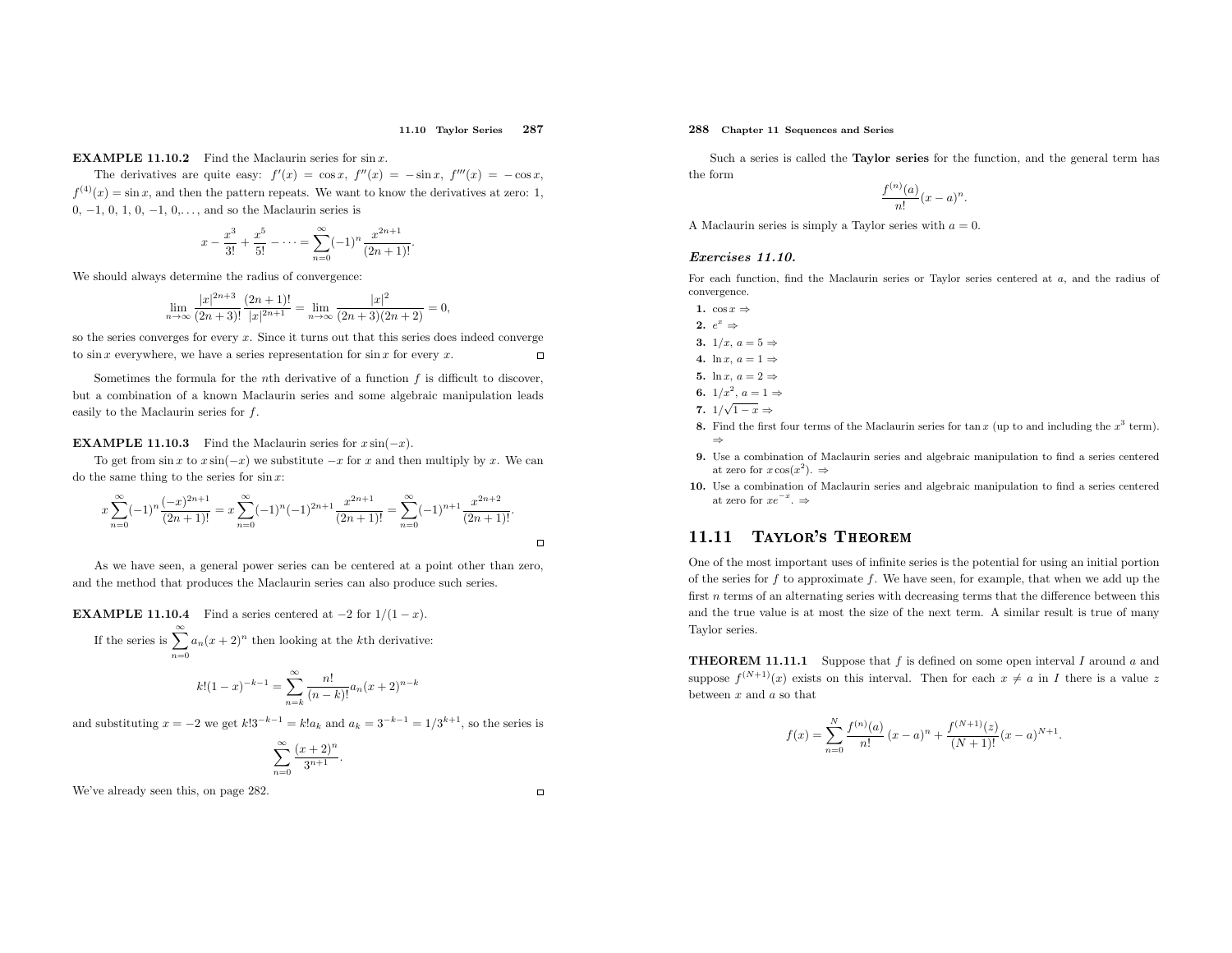**EXAMPLE 11.10.2** Find the Maclaurin series for $\sin x$.

The derivatives are quite easy: $f'(x) = \cos x$, $f''(x) = -\sin x$, $f'''(x) = -\cos x$, $f^{(4)}(x) = \sin x$, and then the pattern repeats. We want to know the derivatives at zero: 1, 0, −1, 0, 1, 0, −1, 0,..., and so the Maclaurin series is

$$x - \frac{x^3}{3!} + \frac{x^5}{5!} - \cdots = \sum_{n=0}^{\infty} (-1)^n \frac{x^{2n+1}}{(2n+1)!}.$$

We should always determine the radius of convergence:

$$\lim_{n\to\infty} \frac{|x|^{2n+3}}{(2n+3)!} \frac{(2n+1)!}{|x|^{2n+1}} = \lim_{n\to\infty} \frac{|x|^2}{(2n+3)(2n+2)} = 0,$$

so the series converges for every $x$. Since it turns out that this series does indeed converge to $\sin x$ everywhere, we have a series representation for $\sin x$ for every $x$. □

Sometimes the formula for the $n$th derivative of a function $f$ is difficult to discover, but a combination of a known Maclaurin series and some algebraic manipulation leads easily to the Maclaurin series for $f$.

**EXAMPLE 11.10.3** Find the Maclaurin series for $x\sin(-x)$.

To get from $\sin x$ to $x\sin(-x)$ we substitute $-x$ for $x$ and then multiply by $x$. We can do the same thing to the series for $\sin x$:

$$x\sum_{n=0}^{\infty} (-1)^n \frac{(-x)^{2n+1}}{(2n+1)!} = x\sum_{n=0}^{\infty} (-1)^n (-1)^{2n+1} \frac{x^{2n+1}}{(2n+1)!} = \sum_{n=0}^{\infty} (-1)^{n+1} \frac{x^{2n+2}}{(2n+1)!}.$$

□

As we have seen, a general power series can be centered at a point other than zero, and the method that produces the Maclaurin series can also produce such series.

**EXAMPLE 11.10.4** Find a series centered at −2 for $1/(1-x)$.

If the series is $\displaystyle\sum_{n=0}^{\infty} a_n (x+2)^n$ then looking at the $k$th derivative:

$$k!(1-x)^{-k-1} = \sum_{n=k}^{\infty} \frac{n!}{(n-k)!} a_n (x+2)^{n-k}$$

and substituting $x = -2$ we get $k!3^{-k-1} = k!a_k$ and $a_k = 3^{-k-1} = 1/3^{k+1}$, so the series is

$$\sum_{n=0}^{\infty} \frac{(x+2)^n}{3^{n+1}}.$$

We've already seen this, on page 282. □

Such a series is called the **Taylor series** for the function, and the general term has the form

$$\frac{f^{(n)}(a)}{n!}(x-a)^n.$$

A Maclaurin series is simply a Taylor series with $a = 0$.

### *Exercises 11.10.*

For each function, find the Maclaurin series or Taylor series centered at $a$, and the radius of convergence.

1. $\cos x$ ⇒
2. $e^x$ ⇒
3. $1/x$, $a = 5$ ⇒
4. $\ln x$, $a = 1$ ⇒
5. $\ln x$, $a = 2$ ⇒
6. $1/x^2$, $a = 1$ ⇒
7. $1/\sqrt{1-x}$ ⇒
8. Find the first four terms of the Maclaurin series for $\tan x$ (up to and including the $x^3$ term). ⇒
9. Use a combination of Maclaurin series and algebraic manipulation to find a series centered at zero for $x\cos(x^2)$. ⇒
10. Use a combination of Maclaurin series and algebraic manipulation to find a series centered at zero for $xe^{-x}$. ⇒

## 11.11 Taylor's Theorem

One of the most important uses of infinite series is the potential for using an initial portion of the series for $f$ to approximate $f$. We have seen, for example, that when we add up the first $n$ terms of an alternating series with decreasing terms that the difference between this and the true value is at most the size of the next term. A similar result is true of many Taylor series.

**THEOREM 11.11.1** Suppose that $f$ is defined on some open interval $I$ around $a$ and suppose $f^{(N+1)}(x)$ exists on this interval. Then for each $x \neq a$ in $I$ there is a value $z$ between $x$ and $a$ so that

$$f(x) = \sum_{n=0}^{N} \frac{f^{(n)}(a)}{n!}(x-a)^n + \frac{f^{(N+1)}(z)}{(N+1)!}(x-a)^{N+1}.$$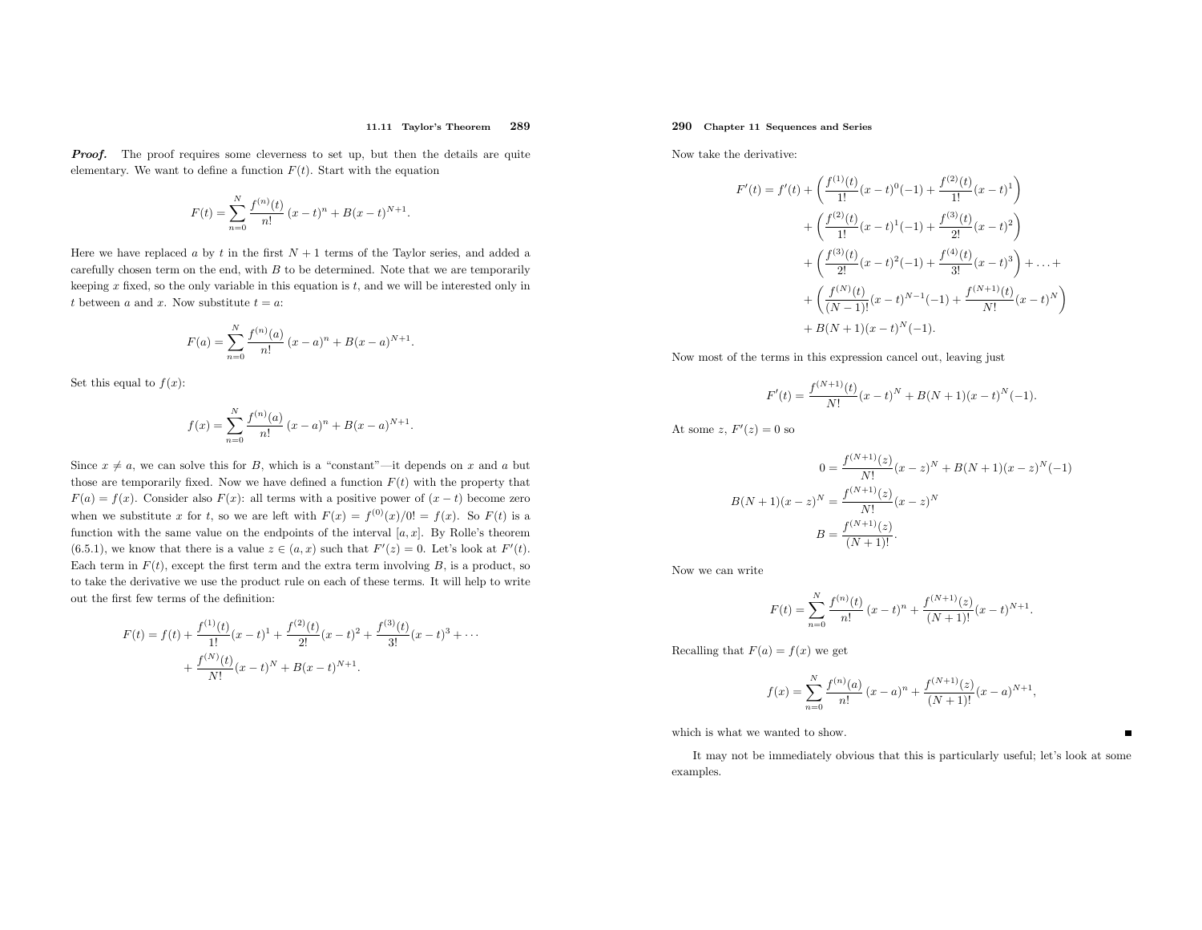**Proof.** The proof requires some cleverness to set up, but then the details are quite elementary. We want to define a function $F(t)$. Start with the equation

$$F(t) = \sum_{n=0}^{N} \frac{f^{(n)}(t)}{n!}\,(x-t)^n + B(x-t)^{N+1}.$$

Here we have replaced $a$ by $t$ in the first $N+1$ terms of the Taylor series, and added a carefully chosen term on the end, with $B$ to be determined. Note that we are temporarily keeping $x$ fixed, so the only variable in this equation is $t$, and we will be interested only in $t$ between $a$ and $x$. Now substitute $t = a$:

$$F(a) = \sum_{n=0}^{N} \frac{f^{(n)}(a)}{n!}\,(x-a)^n + B(x-a)^{N+1}.$$

Set this equal to $f(x)$:

$$f(x) = \sum_{n=0}^{N} \frac{f^{(n)}(a)}{n!}\,(x-a)^n + B(x-a)^{N+1}.$$

Since $x \neq a$, we can solve this for $B$, which is a "constant"—it depends on $x$ and $a$ but those are temporarily fixed. Now we have defined a function $F(t)$ with the property that $F(a) = f(x)$. Consider also $F(x)$: all terms with a positive power of $(x-t)$ become zero when we substitute $x$ for $t$, so we are left with $F(x) = f^{(0)}(x)/0! = f(x)$. So $F(t)$ is a function with the same value on the endpoints of the interval $[a, x]$. By Rolle's theorem (6.5.1), we know that there is a value $z \in (a, x)$ such that $F'(z) = 0$. Let's look at $F'(t)$. Each term in $F(t)$, except the first term and the extra term involving $B$, is a product, so to take the derivative we use the product rule on each of these terms. It will help to write out the first few terms of the definition:

$$\begin{aligned}F(t) = f(t) &+ \frac{f^{(1)}(t)}{1!}(x-t)^1 + \frac{f^{(2)}(t)}{2!}(x-t)^2 + \frac{f^{(3)}(t)}{3!}(x-t)^3 + \cdots \\ &+ \frac{f^{(N)}(t)}{N!}(x-t)^N + B(x-t)^{N+1}.\end{aligned}$$

Now take the derivative:

$$\begin{aligned}F'(t) = f'(t) &+ \left(\frac{f^{(1)}(t)}{1!}(x-t)^0(-1) + \frac{f^{(2)}(t)}{1!}(x-t)^1\right) \\ &+ \left(\frac{f^{(2)}(t)}{1!}(x-t)^1(-1) + \frac{f^{(3)}(t)}{2!}(x-t)^2\right) \\ &+ \left(\frac{f^{(3)}(t)}{2!}(x-t)^2(-1) + \frac{f^{(4)}(t)}{3!}(x-t)^3\right) + \ldots + \\ &+ \left(\frac{f^{(N)}(t)}{(N-1)!}(x-t)^{N-1}(-1) + \frac{f^{(N+1)}(t)}{N!}(x-t)^N\right) \\ &+ B(N+1)(x-t)^N(-1).\end{aligned}$$

Now most of the terms in this expression cancel out, leaving just

$$F'(t) = \frac{f^{(N+1)}(t)}{N!}(x-t)^N + B(N+1)(x-t)^N(-1).$$

At some $z$, $F'(z) = 0$ so

$$\begin{aligned}0 &= \frac{f^{(N+1)}(z)}{N!}(x-z)^N + B(N+1)(x-z)^N(-1) \\ B(N+1)(x-z)^N &= \frac{f^{(N+1)}(z)}{N!}(x-z)^N \\ B &= \frac{f^{(N+1)}(z)}{(N+1)!}.\end{aligned}$$

Now we can write

$$F(t) = \sum_{n=0}^{N} \frac{f^{(n)}(t)}{n!}\,(x-t)^n + \frac{f^{(N+1)}(z)}{(N+1)!}(x-t)^{N+1}.$$

Recalling that $F(a) = f(x)$ we get

$$f(x) = \sum_{n=0}^{N} \frac{f^{(n)}(a)}{n!}\,(x-a)^n + \frac{f^{(N+1)}(z)}{(N+1)!}(x-a)^{N+1},$$

which is what we wanted to show. ∎

It may not be immediately obvious that this is particularly useful; let's look at some examples.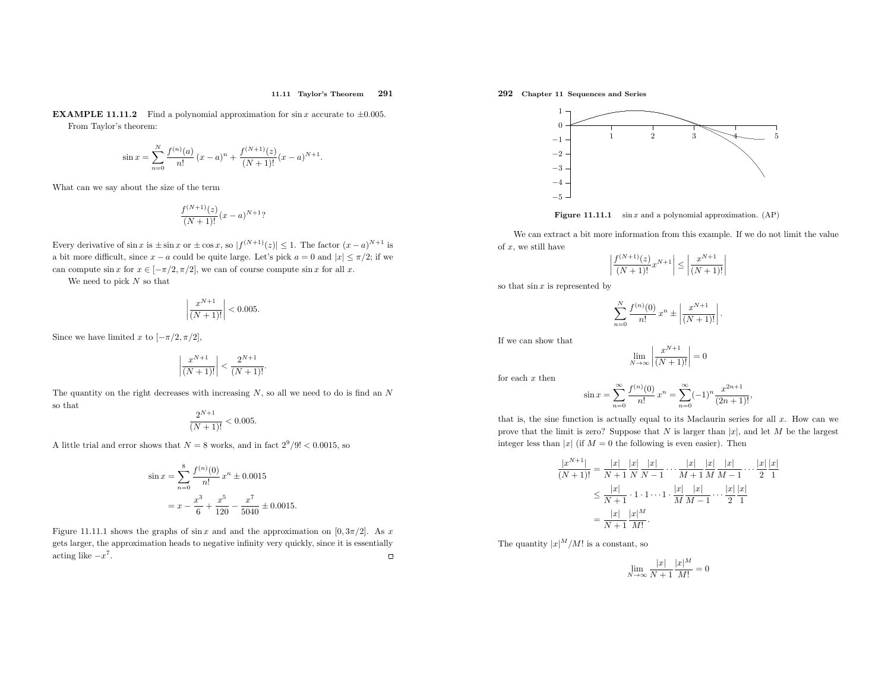**EXAMPLE 11.11.2** Find a polynomial approximation for $\sin x$ accurate to $\pm 0.005$.

From Taylor's theorem:

$$\sin x = \sum_{n=0}^{N} \frac{f^{(n)}(a)}{n!}(x-a)^n + \frac{f^{(N+1)}(z)}{(N+1)!}(x-a)^{N+1}.$$

What can we say about the size of the term

$$\frac{f^{(N+1)}(z)}{(N+1)!}(x-a)^{N+1}?$$

Every derivative of $\sin x$ is $\pm\sin x$ or $\pm\cos x$, so $|f^{(N+1)}(z)| \le 1$. The factor $(x-a)^{N+1}$ is a bit more difficult, since $x-a$ could be quite large. Let's pick $a=0$ and $|x| \le \pi/2$; if we can compute $\sin x$ for $x \in [-\pi/2, \pi/2]$, we can of course compute $\sin x$ for all $x$.

We need to pick $N$ so that

$$\left|\frac{x^{N+1}}{(N+1)!}\right| < 0.005.$$

Since we have limited $x$ to $[-\pi/2, \pi/2]$,

$$\left|\frac{x^{N+1}}{(N+1)!}\right| < \frac{2^{N+1}}{(N+1)!}.$$

The quantity on the right decreases with increasing $N$, so all we need to do is find an $N$ so that

$$\frac{2^{N+1}}{(N+1)!} < 0.005.$$

A little trial and error shows that $N=8$ works, and in fact $2^9/9! < 0.0015$, so

$$\begin{aligned}\sin x &= \sum_{n=0}^{8} \frac{f^{(n)}(0)}{n!}x^n \pm 0.0015 \\ &= x - \frac{x^3}{6} + \frac{x^5}{120} - \frac{x^7}{5040} \pm 0.0015.\end{aligned}$$

Figure 11.11.1 shows the graphs of $\sin x$ and and the approximation on $[0, 3\pi/2]$. As $x$ gets larger, the approximation heads to negative infinity very quickly, since it is essentially acting like $-x^7$. □

**Figure 11.11.1** $\sin x$ and a polynomial approximation. (AP)

We can extract a bit more information from this example. If we do not limit the value of $x$, we still have

$$\left|\frac{f^{(N+1)}(z)}{(N+1)!}x^{N+1}\right| \le \left|\frac{x^{N+1}}{(N+1)!}\right|$$

so that $\sin x$ is represented by

$$\sum_{n=0}^{N} \frac{f^{(n)}(0)}{n!}x^n \pm \left|\frac{x^{N+1}}{(N+1)!}\right|.$$

If we can show that

$$\lim_{N\to\infty}\left|\frac{x^{N+1}}{(N+1)!}\right| = 0$$

for each $x$ then

$$\sin x = \sum_{n=0}^{\infty} \frac{f^{(n)}(0)}{n!}x^n = \sum_{n=0}^{\infty}(-1)^n\frac{x^{2n+1}}{(2n+1)!},$$

that is, the sine function is actually equal to its Maclaurin series for all $x$. How can we prove that the limit is zero? Suppose that $N$ is larger than $|x|$, and let $M$ be the largest integer less than $|x|$ (if $M=0$ the following is even easier). Then

$$\begin{aligned}\frac{|x^{N+1}|}{(N+1)!} &= \frac{|x|}{N+1}\frac{|x|}{N}\frac{|x|}{N-1}\cdots\frac{|x|}{M+1}\frac{|x|}{M}\frac{|x|}{M-1}\cdots\frac{|x|}{2}\frac{|x|}{1} \\ &\le \frac{|x|}{N+1}\cdot 1\cdot 1\cdots 1\cdot\frac{|x|}{M}\frac{|x|}{M-1}\cdots\frac{|x|}{2}\frac{|x|}{1} \\ &= \frac{|x|}{N+1}\frac{|x|^M}{M!}.\end{aligned}$$

The quantity $|x|^M/M!$ is a constant, so

$$\lim_{N\to\infty}\frac{|x|}{N+1}\frac{|x|^M}{M!} = 0$$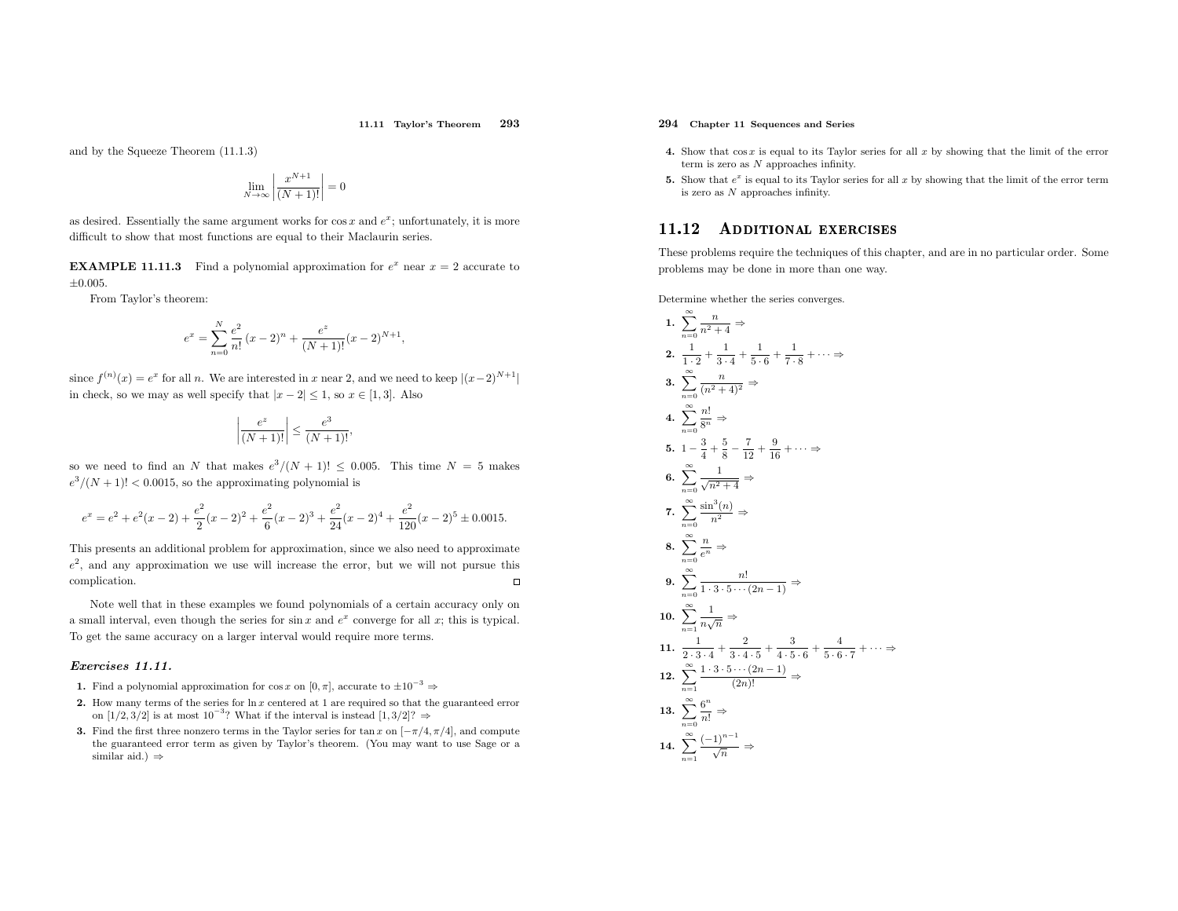and by the Squeeze Theorem (11.1.3)

$$\lim_{N\to\infty} \left|\frac{x^{N+1}}{(N+1)!}\right| = 0$$

as desired. Essentially the same argument works for $\cos x$ and $e^x$; unfortunately, it is more difficult to show that most functions are equal to their Maclaurin series.

**EXAMPLE 11.11.3** Find a polynomial approximation for $e^x$ near $x = 2$ accurate to $\pm 0.005$.

From Taylor's theorem:

$$e^x = \sum_{n=0}^{N} \frac{e^2}{n!}(x-2)^n + \frac{e^z}{(N+1)!}(x-2)^{N+1},$$

since $f^{(n)}(x) = e^x$ for all $n$. We are interested in $x$ near 2, and we need to keep $|(x-2)^{N+1}|$ in check, so we may as well specify that $|x-2| \le 1$, so $x \in [1,3]$. Also

$$\left|\frac{e^z}{(N+1)!}\right| \le \frac{e^3}{(N+1)!},$$

so we need to find an $N$ that makes $e^3/(N+1)! \le 0.005$. This time $N = 5$ makes $e^3/(N+1)! < 0.0015$, so the approximating polynomial is

$$e^x = e^2 + e^2(x-2) + \frac{e^2}{2}(x-2)^2 + \frac{e^2}{6}(x-2)^3 + \frac{e^2}{24}(x-2)^4 + \frac{e^2}{120}(x-2)^5 \pm 0.0015.$$

This presents an additional problem for approximation, since we also need to approximate $e^2$, and any approximation we use will increase the error, but we will not pursue this complication. □

Note well that in these examples we found polynomials of a certain accuracy only on a small interval, even though the series for $\sin x$ and $e^x$ converge for all $x$; this is typical. To get the same accuracy on a larger interval would require more terms.

### *Exercises 11.11.*

**1.** Find a polynomial approximation for $\cos x$ on $[0, \pi]$, accurate to $\pm 10^{-3}$ ⇒

**2.** How many terms of the series for $\ln x$ centered at 1 are required so that the guaranteed error on $[1/2, 3/2]$ is at most $10^{-3}$? What if the interval is instead $[1, 3/2]$? ⇒

**3.** Find the first three nonzero terms in the Taylor series for $\tan x$ on $[-\pi/4, \pi/4]$, and compute the guaranteed error term as given by Taylor's theorem. (You may want to use Sage or a similar aid.) ⇒

**4.** Show that $\cos x$ is equal to its Taylor series for all $x$ by showing that the limit of the error term is zero as $N$ approaches infinity.

**5.** Show that $e^x$ is equal to its Taylor series for all $x$ by showing that the limit of the error term is zero as $N$ approaches infinity.

## 11.12 Additional exercises

These problems require the techniques of this chapter, and are in no particular order. Some problems may be done in more than one way.

Determine whether the series converges.

**1.** $\displaystyle\sum_{n=0}^{\infty} \frac{n}{n^2+4}$ ⇒

**2.** $\displaystyle\frac{1}{1\cdot 2} + \frac{1}{3\cdot 4} + \frac{1}{5\cdot 6} + \frac{1}{7\cdot 8} + \cdots$ ⇒

**3.** $\displaystyle\sum_{n=0}^{\infty} \frac{n}{(n^2+4)^2}$ ⇒

**4.** $\displaystyle\sum_{n=0}^{\infty} \frac{n!}{8^n}$ ⇒

**5.** $\displaystyle 1 - \frac{3}{4} + \frac{5}{8} - \frac{7}{12} + \frac{9}{16} + \cdots$ ⇒

**6.** $\displaystyle\sum_{n=0}^{\infty} \frac{1}{\sqrt{n^2+4}}$ ⇒

**7.** $\displaystyle\sum_{n=0}^{\infty} \frac{\sin^3(n)}{n^2}$ ⇒

**8.** $\displaystyle\sum_{n=0}^{\infty} \frac{n}{e^n}$ ⇒

**9.** $\displaystyle\sum_{n=0}^{\infty} \frac{n!}{1\cdot 3\cdot 5\cdots(2n-1)}$ ⇒

**10.** $\displaystyle\sum_{n=1}^{\infty} \frac{1}{n\sqrt{n}}$ ⇒

**11.** $\displaystyle\frac{1}{2\cdot 3\cdot 4} + \frac{2}{3\cdot 4\cdot 5} + \frac{3}{4\cdot 5\cdot 6} + \frac{4}{5\cdot 6\cdot 7} + \cdots$ ⇒

**12.** $\displaystyle\sum_{n=1}^{\infty} \frac{1\cdot 3\cdot 5\cdots(2n-1)}{(2n)!}$ ⇒

**13.** $\displaystyle\sum_{n=0}^{\infty} \frac{6^n}{n!}$ ⇒

**14.** $\displaystyle\sum_{n=1}^{\infty} \frac{(-1)^{n-1}}{\sqrt{n}}$ ⇒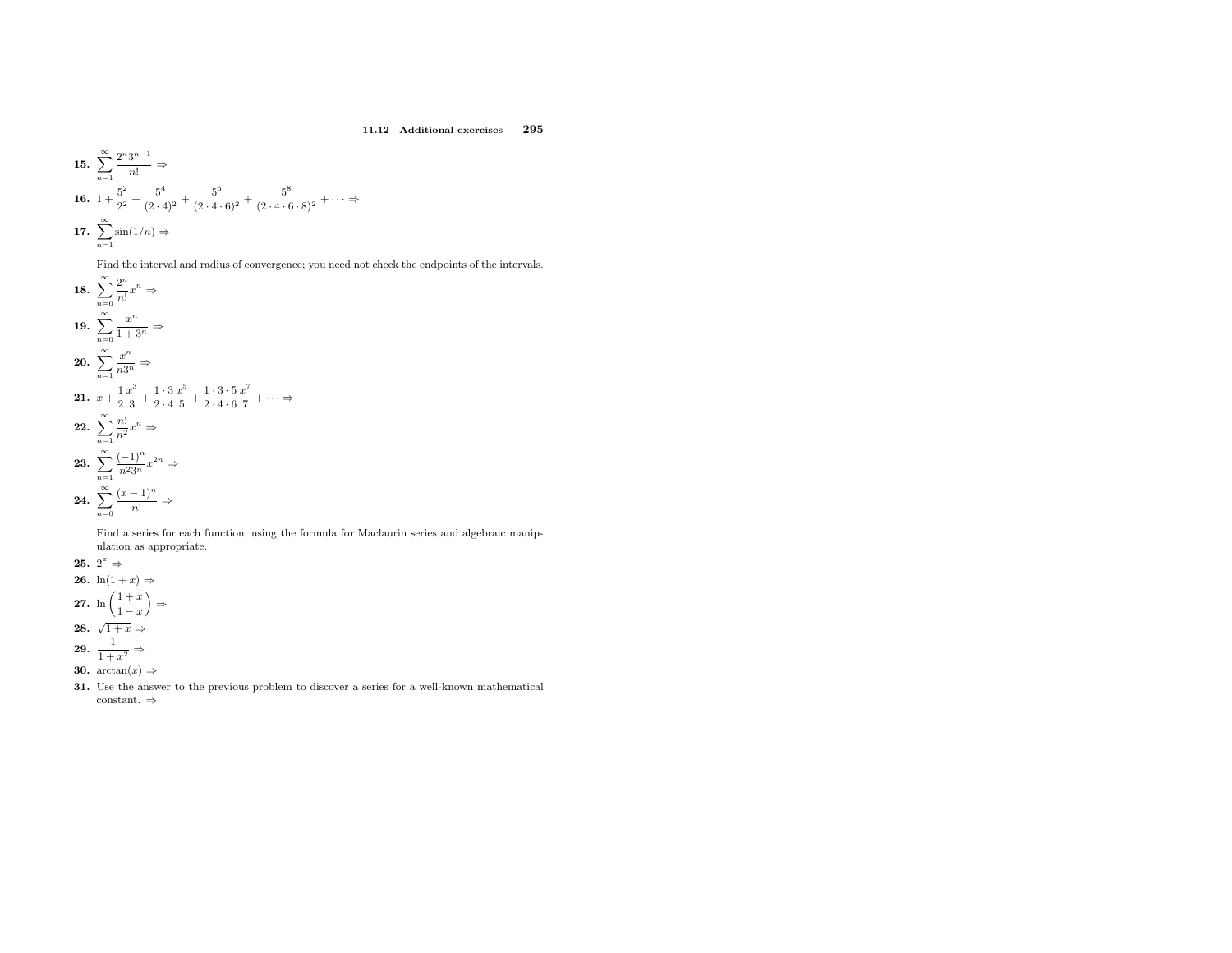**15.** $\displaystyle\sum_{n=1}^{\infty} \frac{2^n 3^{n-1}}{n!} \Rightarrow$

**16.** $\displaystyle 1 + \frac{5^2}{2^2} + \frac{5^4}{(2 \cdot 4)^2} + \frac{5^6}{(2 \cdot 4 \cdot 6)^2} + \frac{5^8}{(2 \cdot 4 \cdot 6 \cdot 8)^2} + \cdots \Rightarrow$

**17.** $\displaystyle\sum_{n=1}^{\infty} \sin(1/n) \Rightarrow$

Find the interval and radius of convergence; you need not check the endpoints of the intervals.

**18.** $\displaystyle\sum_{n=0}^{\infty} \frac{2^n}{n!} x^n \Rightarrow$

**19.** $\displaystyle\sum_{n=0}^{\infty} \frac{x^n}{1+3^n} \Rightarrow$

**20.** $\displaystyle\sum_{n=1}^{\infty} \frac{x^n}{n3^n} \Rightarrow$

**21.** $\displaystyle x + \frac{1}{2}\frac{x^3}{3} + \frac{1 \cdot 3}{2 \cdot 4}\frac{x^5}{5} + \frac{1 \cdot 3 \cdot 5}{2 \cdot 4 \cdot 6}\frac{x^7}{7} + \cdots \Rightarrow$

**22.** $\displaystyle\sum_{n=1}^{\infty} \frac{n!}{n^2} x^n \Rightarrow$

**23.** $\displaystyle\sum_{n=1}^{\infty} \frac{(-1)^n}{n^2 3^n} x^{2n} \Rightarrow$

**24.** $\displaystyle\sum_{n=0}^{\infty} \frac{(x-1)^n}{n!} \Rightarrow$

Find a series for each function, using the formula for Maclaurin series and algebraic manipulation as appropriate.

**25.** $2^x \Rightarrow$

**26.** $\ln(1+x) \Rightarrow$

**27.** $\displaystyle\ln\left(\frac{1+x}{1-x}\right) \Rightarrow$

**28.** $\sqrt{1+x} \Rightarrow$

**29.** $\displaystyle\frac{1}{1+x^2} \Rightarrow$

**30.** $\arctan(x) \Rightarrow$

**31.** Use the answer to the previous problem to discover a series for a well-known mathematical constant. $\Rightarrow$